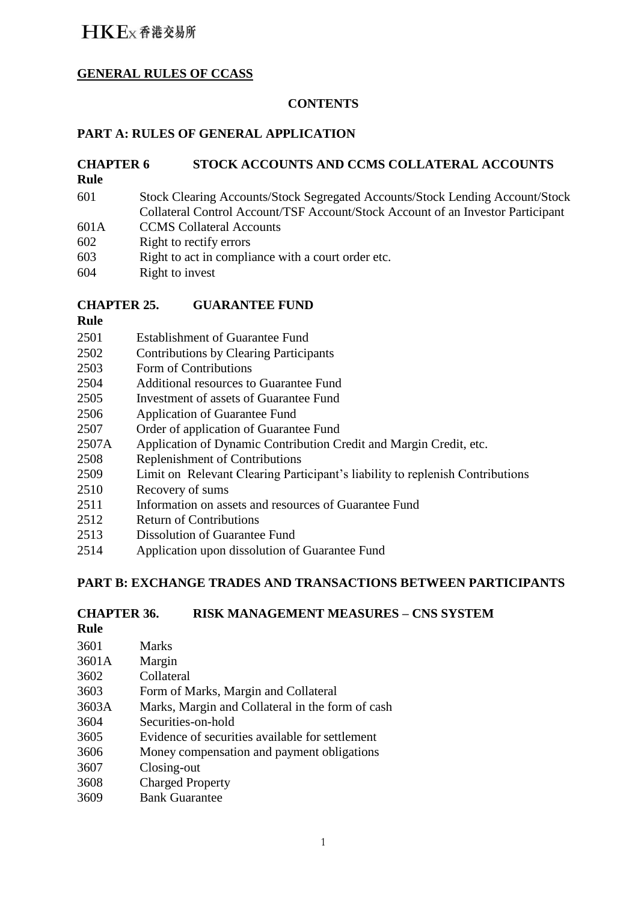**GENERAL RULES OF CCASS**

**CONTENTS**

## PART A: RULES OF GENERAL APPLICATION

### CHAPTER 6 STOCK ACCOUNTS AND CCMS COLLATERAL ACCOUNTS

| Rule | |
|---|---|
| 601 | Stock Clearing Accounts/Stock Segregated Accounts/Stock Lending Account/Stock Collateral Control Account/TSF Account/Stock Account of an Investor Participant |
| 601A | CCMS Collateral Accounts |
| 602 | Right to rectify errors |
| 603 | Right to act in compliance with a court order etc. |
| 604 | Right to invest |

### CHAPTER 25. GUARANTEE FUND

| Rule | |
|---|---|
| 2501 | Establishment of Guarantee Fund |
| 2502 | Contributions by Clearing Participants |
| 2503 | Form of Contributions |
| 2504 | Additional resources to Guarantee Fund |
| 2505 | Investment of assets of Guarantee Fund |
| 2506 | Application of Guarantee Fund |
| 2507 | Order of application of Guarantee Fund |
| 2507A | Application of Dynamic Contribution Credit and Margin Credit, etc. |
| 2508 | Replenishment of Contributions |
| 2509 | Limit on Relevant Clearing Participant's liability to replenish Contributions |
| 2510 | Recovery of sums |
| 2511 | Information on assets and resources of Guarantee Fund |
| 2512 | Return of Contributions |
| 2513 | Dissolution of Guarantee Fund |
| 2514 | Application upon dissolution of Guarantee Fund |

## PART B: EXCHANGE TRADES AND TRANSACTIONS BETWEEN PARTICIPANTS

### CHAPTER 36. RISK MANAGEMENT MEASURES – CNS SYSTEM

| Rule | |
|---|---|
| 3601 | Marks |
| 3601A | Margin |
| 3602 | Collateral |
| 3603 | Form of Marks, Margin and Collateral |
| 3603A | Marks, Margin and Collateral in the form of cash |
| 3604 | Securities-on-hold |
| 3605 | Evidence of securities available for settlement |
| 3606 | Money compensation and payment obligations |
| 3607 | Closing-out |
| 3608 | Charged Property |
| 3609 | Bank Guarantee |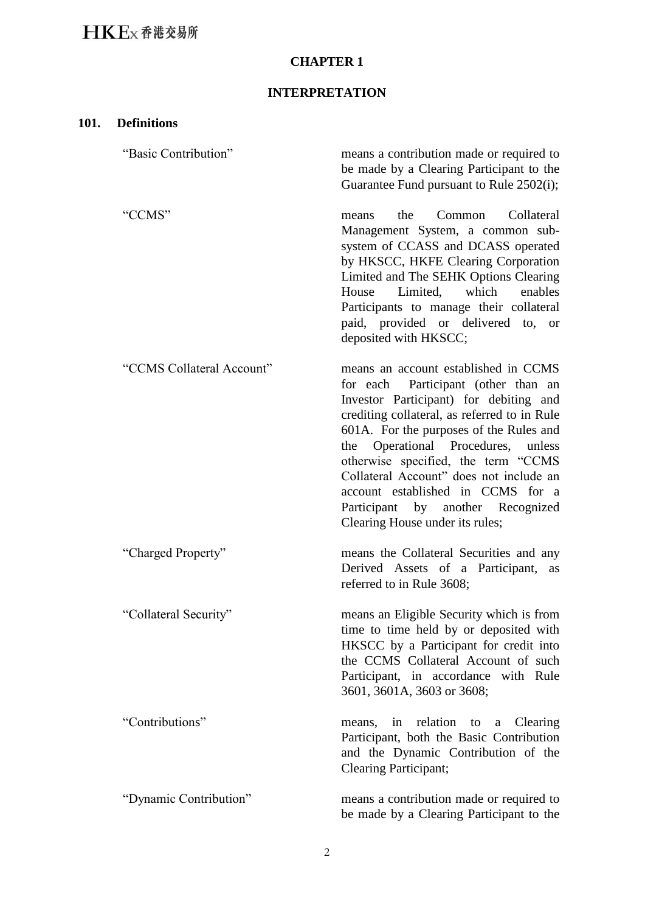# CHAPTER 1

## INTERPRETATION

### 101. Definitions

| | |
|---|---|
| "Basic Contribution" | means a contribution made or required to be made by a Clearing Participant to the Guarantee Fund pursuant to Rule 2502(i); |
| "CCMS" | means the Common Collateral Management System, a common sub-system of CCASS and DCASS operated by HKSCC, HKFE Clearing Corporation Limited and The SEHK Options Clearing House Limited, which enables Participants to manage their collateral paid, provided or delivered to, or deposited with HKSCC; |
| "CCMS Collateral Account" | means an account established in CCMS for each Participant (other than an Investor Participant) for debiting and crediting collateral, as referred to in Rule 601A. For the purposes of the Rules and the Operational Procedures, unless otherwise specified, the term "CCMS Collateral Account" does not include an account established in CCMS for a Participant by another Recognized Clearing House under its rules; |
| "Charged Property" | means the Collateral Securities and any Derived Assets of a Participant, as referred to in Rule 3608; |
| "Collateral Security" | means an Eligible Security which is from time to time held by or deposited with HKSCC by a Participant for credit into the CCMS Collateral Account of such Participant, in accordance with Rule 3601, 3601A, 3603 or 3608; |
| "Contributions" | means, in relation to a Clearing Participant, both the Basic Contribution and the Dynamic Contribution of the Clearing Participant; |
| "Dynamic Contribution" | means a contribution made or required to be made by a Clearing Participant to the |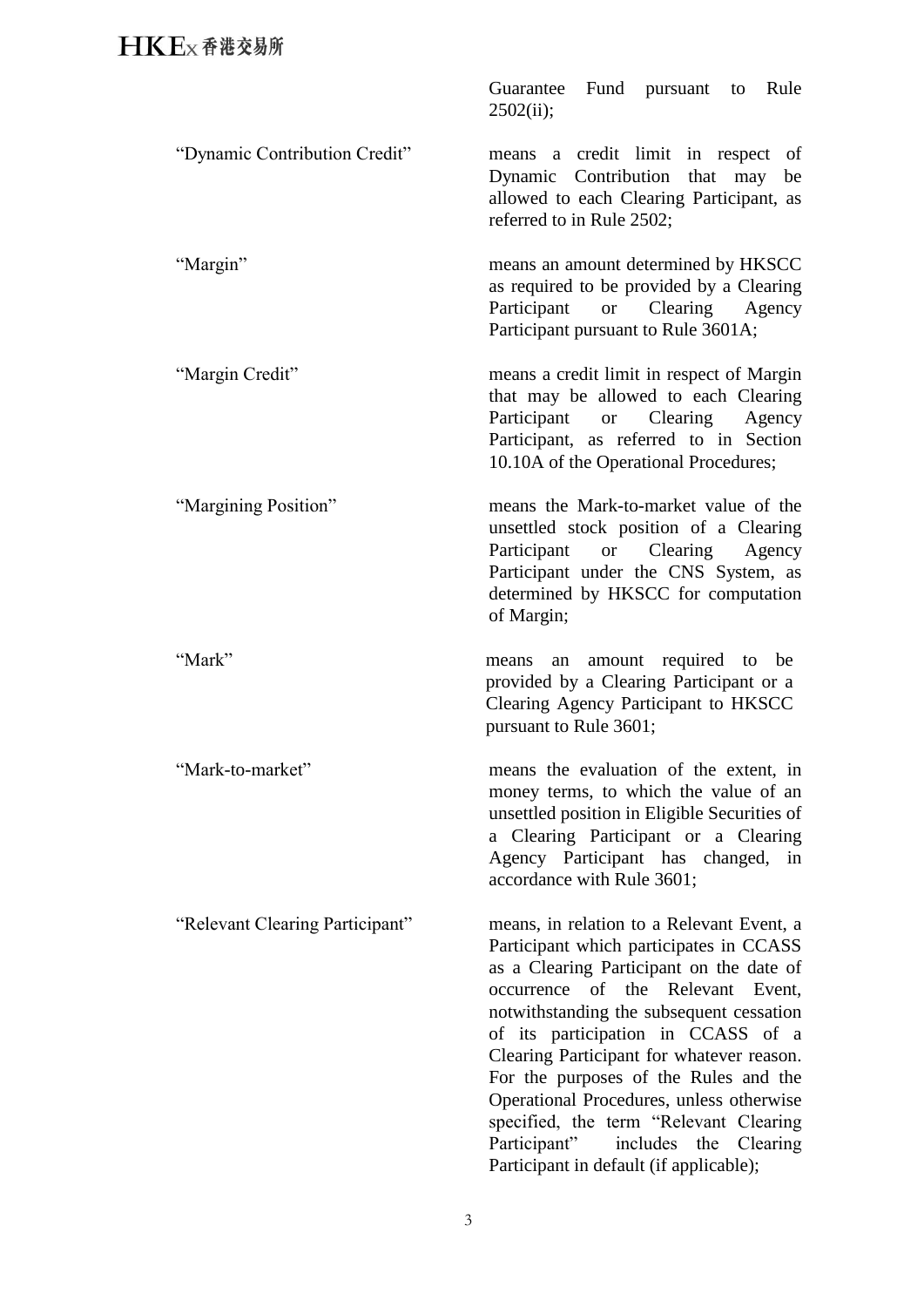| | |
|---|---|
| | Guarantee Fund pursuant to Rule 2502(ii); |
| “Dynamic Contribution Credit” | means a credit limit in respect of Dynamic Contribution that may be allowed to each Clearing Participant, as referred to in Rule 2502; |
| “Margin” | means an amount determined by HKSCC as required to be provided by a Clearing Participant or Clearing Agency Participant pursuant to Rule 3601A; |
| “Margin Credit” | means a credit limit in respect of Margin that may be allowed to each Clearing Participant or Clearing Agency Participant, as referred to in Section 10.10A of the Operational Procedures; |
| “Margining Position” | means the Mark-to-market value of the unsettled stock position of a Clearing Participant or Clearing Agency Participant under the CNS System, as determined by HKSCC for computation of Margin; |
| “Mark” | means an amount required to be provided by a Clearing Participant or a Clearing Agency Participant to HKSCC pursuant to Rule 3601; |
| “Mark-to-market” | means the evaluation of the extent, in money terms, to which the value of an unsettled position in Eligible Securities of a Clearing Participant or a Clearing Agency Participant has changed, in accordance with Rule 3601; |
| “Relevant Clearing Participant” | means, in relation to a Relevant Event, a Participant which participates in CCASS as a Clearing Participant on the date of occurrence of the Relevant Event, notwithstanding the subsequent cessation of its participation in CCASS of a Clearing Participant for whatever reason. For the purposes of the Rules and the Operational Procedures, unless otherwise specified, the term “Relevant Clearing Participant” includes the Clearing Participant in default (if applicable); |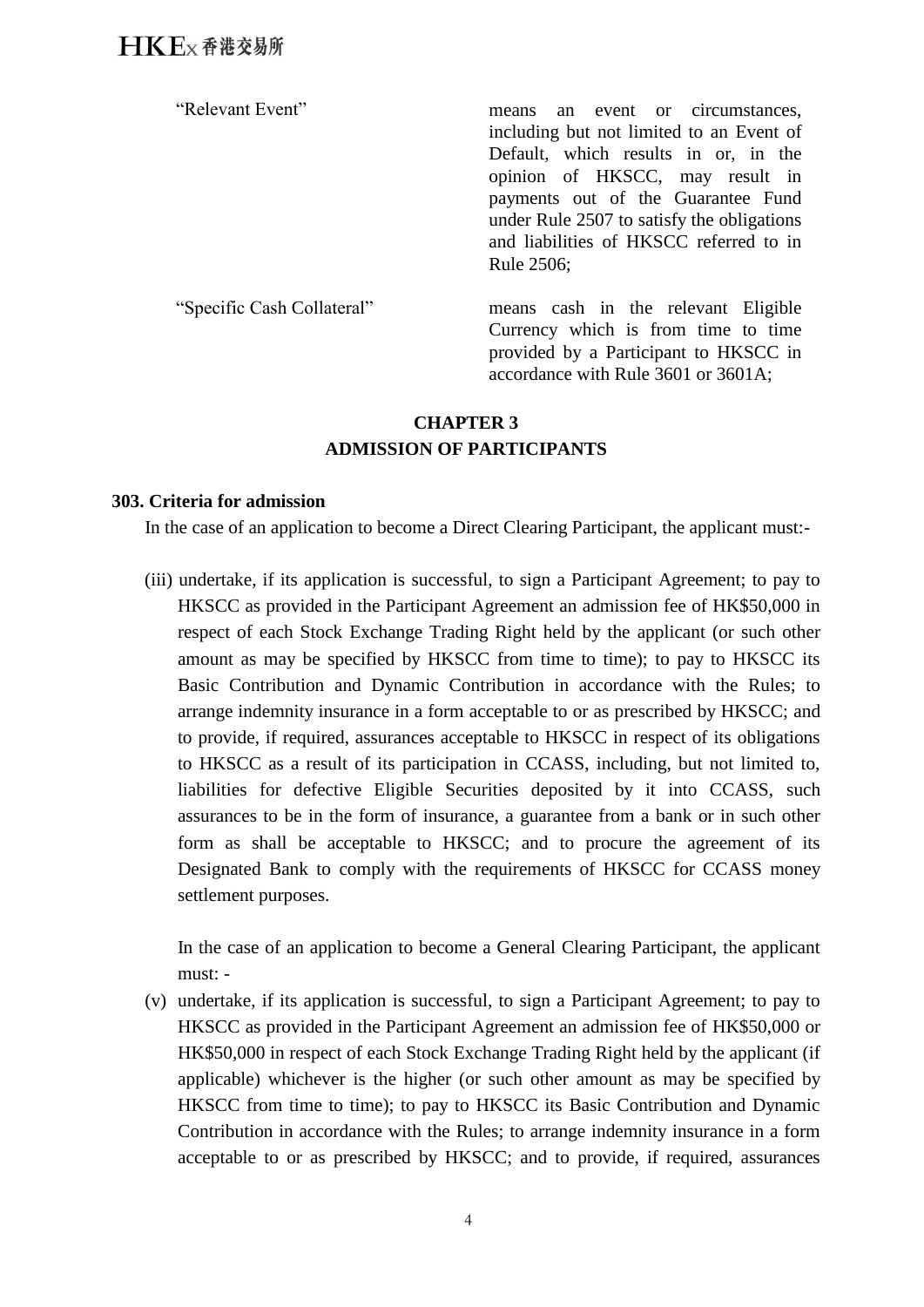| | |
|---|---|
| "Relevant Event" | means an event or circumstances, including but not limited to an Event of Default, which results in or, in the opinion of HKSCC, may result in payments out of the Guarantee Fund under Rule 2507 to satisfy the obligations and liabilities of HKSCC referred to in Rule 2506; |
| "Specific Cash Collateral" | means cash in the relevant Eligible Currency which is from time to time provided by a Participant to HKSCC in accordance with Rule 3601 or 3601A; |

## CHAPTER 3
## ADMISSION OF PARTICIPANTS

**303. Criteria for admission**

In the case of an application to become a Direct Clearing Participant, the applicant must:-

(iii) undertake, if its application is successful, to sign a Participant Agreement; to pay to HKSCC as provided in the Participant Agreement an admission fee of HK$50,000 in respect of each Stock Exchange Trading Right held by the applicant (or such other amount as may be specified by HKSCC from time to time); to pay to HKSCC its Basic Contribution and Dynamic Contribution in accordance with the Rules; to arrange indemnity insurance in a form acceptable to or as prescribed by HKSCC; and to provide, if required, assurances acceptable to HKSCC in respect of its obligations to HKSCC as a result of its participation in CCASS, including, but not limited to, liabilities for defective Eligible Securities deposited by it into CCASS, such assurances to be in the form of insurance, a guarantee from a bank or in such other form as shall be acceptable to HKSCC; and to procure the agreement of its Designated Bank to comply with the requirements of HKSCC for CCASS money settlement purposes.

In the case of an application to become a General Clearing Participant, the applicant must: -

(v) undertake, if its application is successful, to sign a Participant Agreement; to pay to HKSCC as provided in the Participant Agreement an admission fee of HK$50,000 or HK$50,000 in respect of each Stock Exchange Trading Right held by the applicant (if applicable) whichever is the higher (or such other amount as may be specified by HKSCC from time to time); to pay to HKSCC its Basic Contribution and Dynamic Contribution in accordance with the Rules; to arrange indemnity insurance in a form acceptable to or as prescribed by HKSCC; and to provide, if required, assurances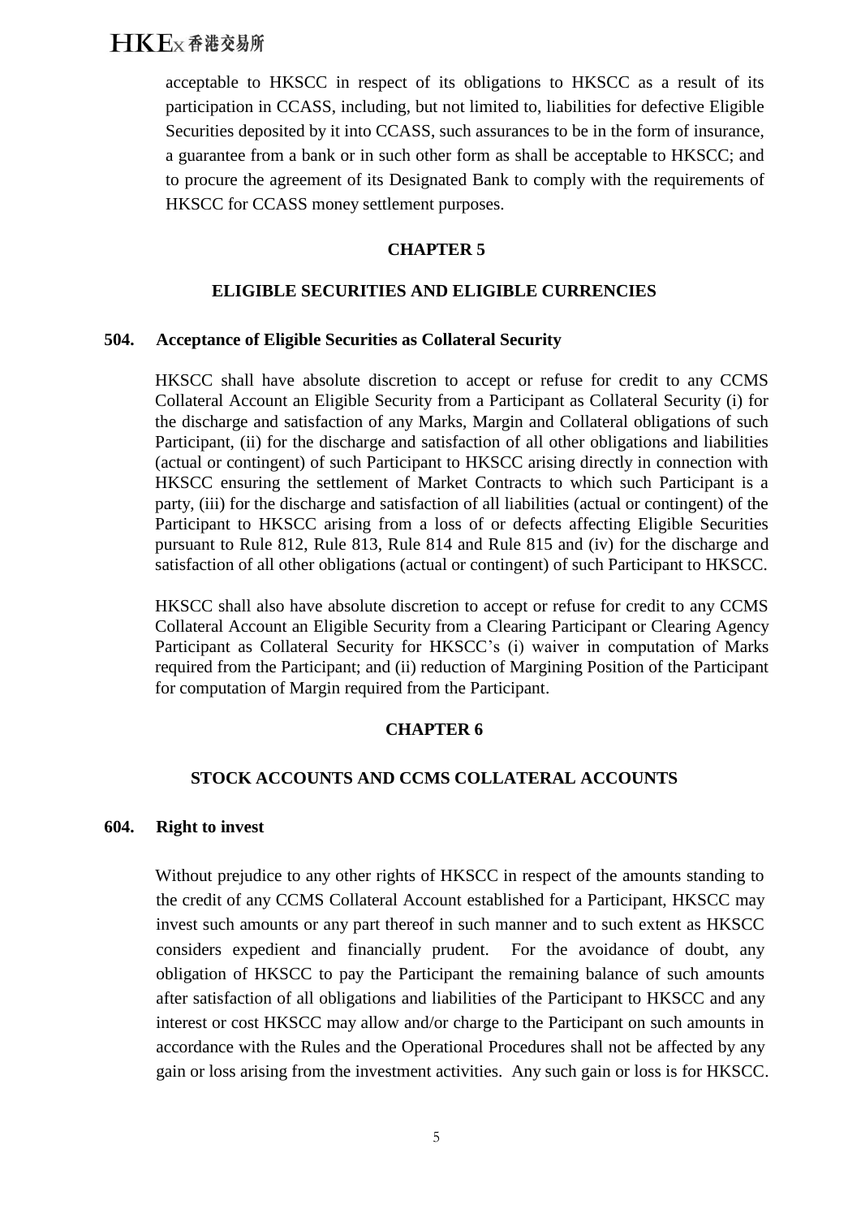acceptable to HKSCC in respect of its obligations to HKSCC as a result of its participation in CCASS, including, but not limited to, liabilities for defective Eligible Securities deposited by it into CCASS, such assurances to be in the form of insurance, a guarantee from a bank or in such other form as shall be acceptable to HKSCC; and to procure the agreement of its Designated Bank to comply with the requirements of HKSCC for CCASS money settlement purposes.

## CHAPTER 5

## ELIGIBLE SECURITIES AND ELIGIBLE CURRENCIES

### 504. Acceptance of Eligible Securities as Collateral Security

HKSCC shall have absolute discretion to accept or refuse for credit to any CCMS Collateral Account an Eligible Security from a Participant as Collateral Security (i) for the discharge and satisfaction of any Marks, Margin and Collateral obligations of such Participant, (ii) for the discharge and satisfaction of all other obligations and liabilities (actual or contingent) of such Participant to HKSCC arising directly in connection with HKSCC ensuring the settlement of Market Contracts to which such Participant is a party, (iii) for the discharge and satisfaction of all liabilities (actual or contingent) of the Participant to HKSCC arising from a loss of or defects affecting Eligible Securities pursuant to Rule 812, Rule 813, Rule 814 and Rule 815 and (iv) for the discharge and satisfaction of all other obligations (actual or contingent) of such Participant to HKSCC.

HKSCC shall also have absolute discretion to accept or refuse for credit to any CCMS Collateral Account an Eligible Security from a Clearing Participant or Clearing Agency Participant as Collateral Security for HKSCC's (i) waiver in computation of Marks required from the Participant; and (ii) reduction of Margining Position of the Participant for computation of Margin required from the Participant.

## CHAPTER 6

## STOCK ACCOUNTS AND CCMS COLLATERAL ACCOUNTS

### 604. Right to invest

Without prejudice to any other rights of HKSCC in respect of the amounts standing to the credit of any CCMS Collateral Account established for a Participant, HKSCC may invest such amounts or any part thereof in such manner and to such extent as HKSCC considers expedient and financially prudent. For the avoidance of doubt, any obligation of HKSCC to pay the Participant the remaining balance of such amounts after satisfaction of all obligations and liabilities of the Participant to HKSCC and any interest or cost HKSCC may allow and/or charge to the Participant on such amounts in accordance with the Rules and the Operational Procedures shall not be affected by any gain or loss arising from the investment activities. Any such gain or loss is for HKSCC.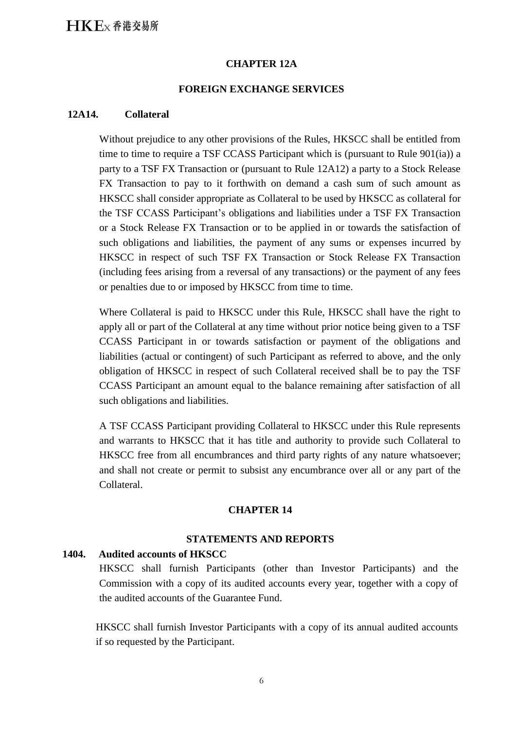## CHAPTER 12A

## FOREIGN EXCHANGE SERVICES

**12A14. Collateral**

Without prejudice to any other provisions of the Rules, HKSCC shall be entitled from time to time to require a TSF CCASS Participant which is (pursuant to Rule 901(ia)) a party to a TSF FX Transaction or (pursuant to Rule 12A12) a party to a Stock Release FX Transaction to pay to it forthwith on demand a cash sum of such amount as HKSCC shall consider appropriate as Collateral to be used by HKSCC as collateral for the TSF CCASS Participant's obligations and liabilities under a TSF FX Transaction or a Stock Release FX Transaction or to be applied in or towards the satisfaction of such obligations and liabilities, the payment of any sums or expenses incurred by HKSCC in respect of such TSF FX Transaction or Stock Release FX Transaction (including fees arising from a reversal of any transactions) or the payment of any fees or penalties due to or imposed by HKSCC from time to time.

Where Collateral is paid to HKSCC under this Rule, HKSCC shall have the right to apply all or part of the Collateral at any time without prior notice being given to a TSF CCASS Participant in or towards satisfaction or payment of the obligations and liabilities (actual or contingent) of such Participant as referred to above, and the only obligation of HKSCC in respect of such Collateral received shall be to pay the TSF CCASS Participant an amount equal to the balance remaining after satisfaction of all such obligations and liabilities.

A TSF CCASS Participant providing Collateral to HKSCC under this Rule represents and warrants to HKSCC that it has title and authority to provide such Collateral to HKSCC free from all encumbrances and third party rights of any nature whatsoever; and shall not create or permit to subsist any encumbrance over all or any part of the Collateral.

## CHAPTER 14

## STATEMENTS AND REPORTS

**1404. Audited accounts of HKSCC**

HKSCC shall furnish Participants (other than Investor Participants) and the Commission with a copy of its audited accounts every year, together with a copy of the audited accounts of the Guarantee Fund.

HKSCC shall furnish Investor Participants with a copy of its annual audited accounts if so requested by the Participant.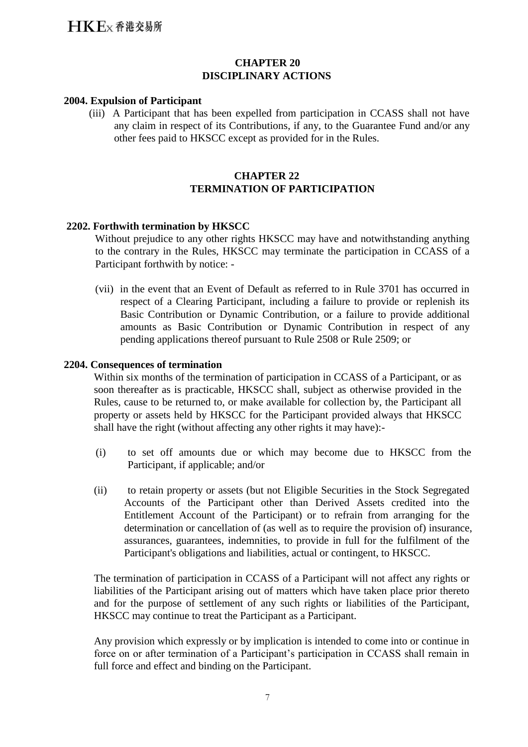## CHAPTER 20
## DISCIPLINARY ACTIONS

**2004. Expulsion of Participant**

(iii) A Participant that has been expelled from participation in CCASS shall not have any claim in respect of its Contributions, if any, to the Guarantee Fund and/or any other fees paid to HKSCC except as provided for in the Rules.

## CHAPTER 22
## TERMINATION OF PARTICIPATION

**2202. Forthwith termination by HKSCC**

Without prejudice to any other rights HKSCC may have and notwithstanding anything to the contrary in the Rules, HKSCC may terminate the participation in CCASS of a Participant forthwith by notice: -

(vii) in the event that an Event of Default as referred to in Rule 3701 has occurred in respect of a Clearing Participant, including a failure to provide or replenish its Basic Contribution or Dynamic Contribution, or a failure to provide additional amounts as Basic Contribution or Dynamic Contribution in respect of any pending applications thereof pursuant to Rule 2508 or Rule 2509; or

**2204. Consequences of termination**

Within six months of the termination of participation in CCASS of a Participant, or as soon thereafter as is practicable, HKSCC shall, subject as otherwise provided in the Rules, cause to be returned to, or make available for collection by, the Participant all property or assets held by HKSCC for the Participant provided always that HKSCC shall have the right (without affecting any other rights it may have):-

(i) to set off amounts due or which may become due to HKSCC from the Participant, if applicable; and/or

(ii) to retain property or assets (but not Eligible Securities in the Stock Segregated Accounts of the Participant other than Derived Assets credited into the Entitlement Account of the Participant) or to refrain from arranging for the determination or cancellation of (as well as to require the provision of) insurance, assurances, guarantees, indemnities, to provide in full for the fulfilment of the Participant's obligations and liabilities, actual or contingent, to HKSCC.

The termination of participation in CCASS of a Participant will not affect any rights or liabilities of the Participant arising out of matters which have taken place prior thereto and for the purpose of settlement of any such rights or liabilities of the Participant, HKSCC may continue to treat the Participant as a Participant.

Any provision which expressly or by implication is intended to come into or continue in force on or after termination of a Participant's participation in CCASS shall remain in full force and effect and binding on the Participant.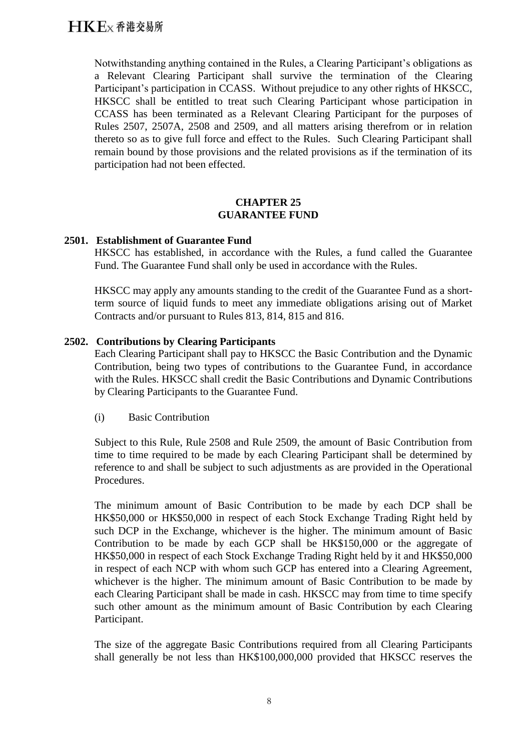Notwithstanding anything contained in the Rules, a Clearing Participant's obligations as a Relevant Clearing Participant shall survive the termination of the Clearing Participant's participation in CCASS. Without prejudice to any other rights of HKSCC, HKSCC shall be entitled to treat such Clearing Participant whose participation in CCASS has been terminated as a Relevant Clearing Participant for the purposes of Rules 2507, 2507A, 2508 and 2509, and all matters arising therefrom or in relation thereto so as to give full force and effect to the Rules. Such Clearing Participant shall remain bound by those provisions and the related provisions as if the termination of its participation had not been effected.

## CHAPTER 25
## GUARANTEE FUND

### 2501. Establishment of Guarantee Fund

HKSCC has established, in accordance with the Rules, a fund called the Guarantee Fund. The Guarantee Fund shall only be used in accordance with the Rules.

HKSCC may apply any amounts standing to the credit of the Guarantee Fund as a short-term source of liquid funds to meet any immediate obligations arising out of Market Contracts and/or pursuant to Rules 813, 814, 815 and 816.

### 2502. Contributions by Clearing Participants

Each Clearing Participant shall pay to HKSCC the Basic Contribution and the Dynamic Contribution, being two types of contributions to the Guarantee Fund, in accordance with the Rules. HKSCC shall credit the Basic Contributions and Dynamic Contributions by Clearing Participants to the Guarantee Fund.

(i) Basic Contribution

Subject to this Rule, Rule 2508 and Rule 2509, the amount of Basic Contribution from time to time required to be made by each Clearing Participant shall be determined by reference to and shall be subject to such adjustments as are provided in the Operational Procedures.

The minimum amount of Basic Contribution to be made by each DCP shall be HK$50,000 or HK$50,000 in respect of each Stock Exchange Trading Right held by such DCP in the Exchange, whichever is the higher. The minimum amount of Basic Contribution to be made by each GCP shall be HK$150,000 or the aggregate of HK$50,000 in respect of each Stock Exchange Trading Right held by it and HK$50,000 in respect of each NCP with whom such GCP has entered into a Clearing Agreement, whichever is the higher. The minimum amount of Basic Contribution to be made by each Clearing Participant shall be made in cash. HKSCC may from time to time specify such other amount as the minimum amount of Basic Contribution by each Clearing Participant.

The size of the aggregate Basic Contributions required from all Clearing Participants shall generally be not less than HK$100,000,000 provided that HKSCC reserves the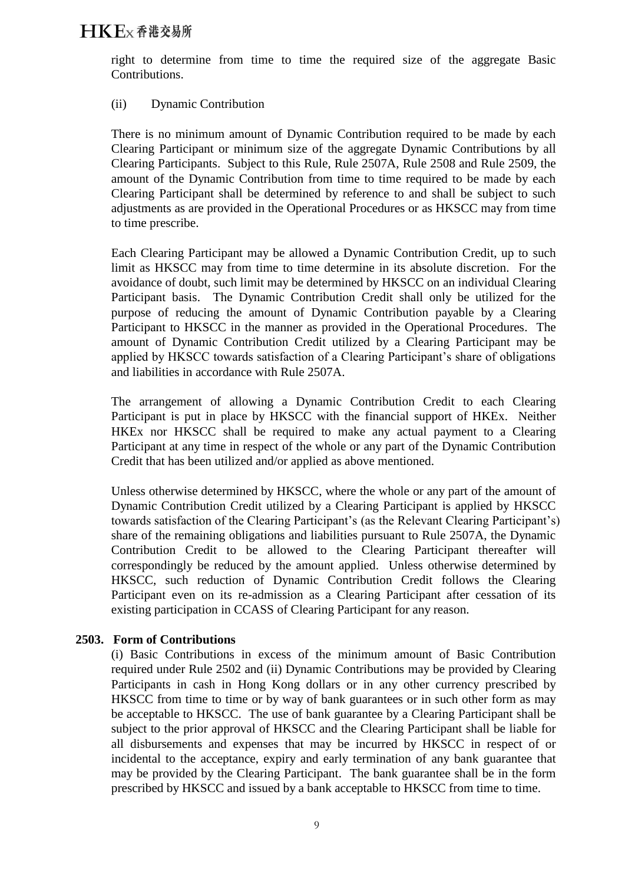right to determine from time to time the required size of the aggregate Basic Contributions.

(ii) Dynamic Contribution

There is no minimum amount of Dynamic Contribution required to be made by each Clearing Participant or minimum size of the aggregate Dynamic Contributions by all Clearing Participants. Subject to this Rule, Rule 2507A, Rule 2508 and Rule 2509, the amount of the Dynamic Contribution from time to time required to be made by each Clearing Participant shall be determined by reference to and shall be subject to such adjustments as are provided in the Operational Procedures or as HKSCC may from time to time prescribe.

Each Clearing Participant may be allowed a Dynamic Contribution Credit, up to such limit as HKSCC may from time to time determine in its absolute discretion. For the avoidance of doubt, such limit may be determined by HKSCC on an individual Clearing Participant basis. The Dynamic Contribution Credit shall only be utilized for the purpose of reducing the amount of Dynamic Contribution payable by a Clearing Participant to HKSCC in the manner as provided in the Operational Procedures. The amount of Dynamic Contribution Credit utilized by a Clearing Participant may be applied by HKSCC towards satisfaction of a Clearing Participant's share of obligations and liabilities in accordance with Rule 2507A.

The arrangement of allowing a Dynamic Contribution Credit to each Clearing Participant is put in place by HKSCC with the financial support of HKEx. Neither HKEx nor HKSCC shall be required to make any actual payment to a Clearing Participant at any time in respect of the whole or any part of the Dynamic Contribution Credit that has been utilized and/or applied as above mentioned.

Unless otherwise determined by HKSCC, where the whole or any part of the amount of Dynamic Contribution Credit utilized by a Clearing Participant is applied by HKSCC towards satisfaction of the Clearing Participant's (as the Relevant Clearing Participant's) share of the remaining obligations and liabilities pursuant to Rule 2507A, the Dynamic Contribution Credit to be allowed to the Clearing Participant thereafter will correspondingly be reduced by the amount applied. Unless otherwise determined by HKSCC, such reduction of Dynamic Contribution Credit follows the Clearing Participant even on its re-admission as a Clearing Participant after cessation of its existing participation in CCASS of Clearing Participant for any reason.

**2503. Form of Contributions**

(i) Basic Contributions in excess of the minimum amount of Basic Contribution required under Rule 2502 and (ii) Dynamic Contributions may be provided by Clearing Participants in cash in Hong Kong dollars or in any other currency prescribed by HKSCC from time to time or by way of bank guarantees or in such other form as may be acceptable to HKSCC. The use of bank guarantee by a Clearing Participant shall be subject to the prior approval of HKSCC and the Clearing Participant shall be liable for all disbursements and expenses that may be incurred by HKSCC in respect of or incidental to the acceptance, expiry and early termination of any bank guarantee that may be provided by the Clearing Participant. The bank guarantee shall be in the form prescribed by HKSCC and issued by a bank acceptable to HKSCC from time to time.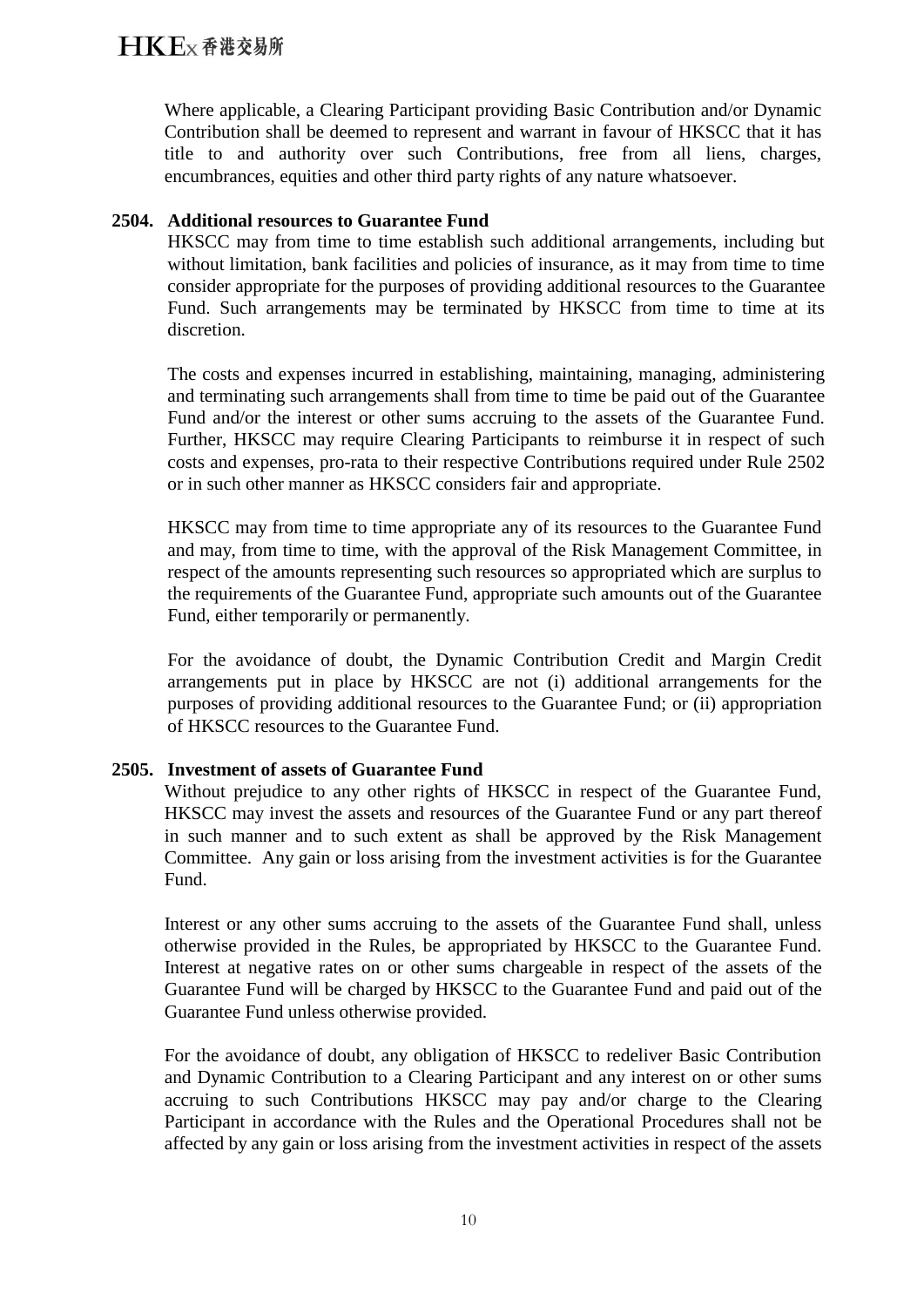Where applicable, a Clearing Participant providing Basic Contribution and/or Dynamic Contribution shall be deemed to represent and warrant in favour of HKSCC that it has title to and authority over such Contributions, free from all liens, charges, encumbrances, equities and other third party rights of any nature whatsoever.

**2504. Additional resources to Guarantee Fund**

HKSCC may from time to time establish such additional arrangements, including but without limitation, bank facilities and policies of insurance, as it may from time to time consider appropriate for the purposes of providing additional resources to the Guarantee Fund. Such arrangements may be terminated by HKSCC from time to time at its discretion.

The costs and expenses incurred in establishing, maintaining, managing, administering and terminating such arrangements shall from time to time be paid out of the Guarantee Fund and/or the interest or other sums accruing to the assets of the Guarantee Fund. Further, HKSCC may require Clearing Participants to reimburse it in respect of such costs and expenses, pro-rata to their respective Contributions required under Rule 2502 or in such other manner as HKSCC considers fair and appropriate.

HKSCC may from time to time appropriate any of its resources to the Guarantee Fund and may, from time to time, with the approval of the Risk Management Committee, in respect of the amounts representing such resources so appropriated which are surplus to the requirements of the Guarantee Fund, appropriate such amounts out of the Guarantee Fund, either temporarily or permanently.

For the avoidance of doubt, the Dynamic Contribution Credit and Margin Credit arrangements put in place by HKSCC are not (i) additional arrangements for the purposes of providing additional resources to the Guarantee Fund; or (ii) appropriation of HKSCC resources to the Guarantee Fund.

**2505. Investment of assets of Guarantee Fund**

Without prejudice to any other rights of HKSCC in respect of the Guarantee Fund, HKSCC may invest the assets and resources of the Guarantee Fund or any part thereof in such manner and to such extent as shall be approved by the Risk Management Committee. Any gain or loss arising from the investment activities is for the Guarantee Fund.

Interest or any other sums accruing to the assets of the Guarantee Fund shall, unless otherwise provided in the Rules, be appropriated by HKSCC to the Guarantee Fund. Interest at negative rates on or other sums chargeable in respect of the assets of the Guarantee Fund will be charged by HKSCC to the Guarantee Fund and paid out of the Guarantee Fund unless otherwise provided.

For the avoidance of doubt, any obligation of HKSCC to redeliver Basic Contribution and Dynamic Contribution to a Clearing Participant and any interest on or other sums accruing to such Contributions HKSCC may pay and/or charge to the Clearing Participant in accordance with the Rules and the Operational Procedures shall not be affected by any gain or loss arising from the investment activities in respect of the assets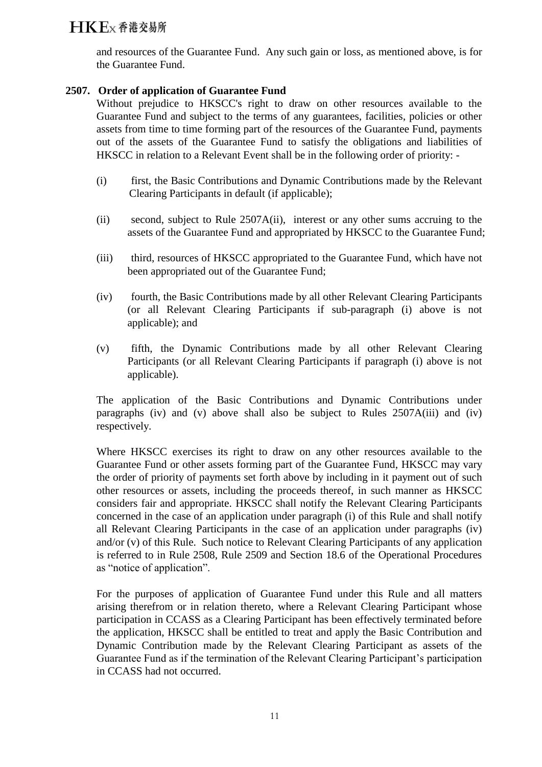and resources of the Guarantee Fund. Any such gain or loss, as mentioned above, is for the Guarantee Fund.

**2507. Order of application of Guarantee Fund**

Without prejudice to HKSCC's right to draw on other resources available to the Guarantee Fund and subject to the terms of any guarantees, facilities, policies or other assets from time to time forming part of the resources of the Guarantee Fund, payments out of the assets of the Guarantee Fund to satisfy the obligations and liabilities of HKSCC in relation to a Relevant Event shall be in the following order of priority: -

(i) first, the Basic Contributions and Dynamic Contributions made by the Relevant Clearing Participants in default (if applicable);

(ii) second, subject to Rule 2507A(ii), interest or any other sums accruing to the assets of the Guarantee Fund and appropriated by HKSCC to the Guarantee Fund;

(iii) third, resources of HKSCC appropriated to the Guarantee Fund, which have not been appropriated out of the Guarantee Fund;

(iv) fourth, the Basic Contributions made by all other Relevant Clearing Participants (or all Relevant Clearing Participants if sub-paragraph (i) above is not applicable); and

(v) fifth, the Dynamic Contributions made by all other Relevant Clearing Participants (or all Relevant Clearing Participants if paragraph (i) above is not applicable).

The application of the Basic Contributions and Dynamic Contributions under paragraphs (iv) and (v) above shall also be subject to Rules 2507A(iii) and (iv) respectively.

Where HKSCC exercises its right to draw on any other resources available to the Guarantee Fund or other assets forming part of the Guarantee Fund, HKSCC may vary the order of priority of payments set forth above by including in it payment out of such other resources or assets, including the proceeds thereof, in such manner as HKSCC considers fair and appropriate. HKSCC shall notify the Relevant Clearing Participants concerned in the case of an application under paragraph (i) of this Rule and shall notify all Relevant Clearing Participants in the case of an application under paragraphs (iv) and/or (v) of this Rule. Such notice to Relevant Clearing Participants of any application is referred to in Rule 2508, Rule 2509 and Section 18.6 of the Operational Procedures as "notice of application".

For the purposes of application of Guarantee Fund under this Rule and all matters arising therefrom or in relation thereto, where a Relevant Clearing Participant whose participation in CCASS as a Clearing Participant has been effectively terminated before the application, HKSCC shall be entitled to treat and apply the Basic Contribution and Dynamic Contribution made by the Relevant Clearing Participant as assets of the Guarantee Fund as if the termination of the Relevant Clearing Participant's participation in CCASS had not occurred.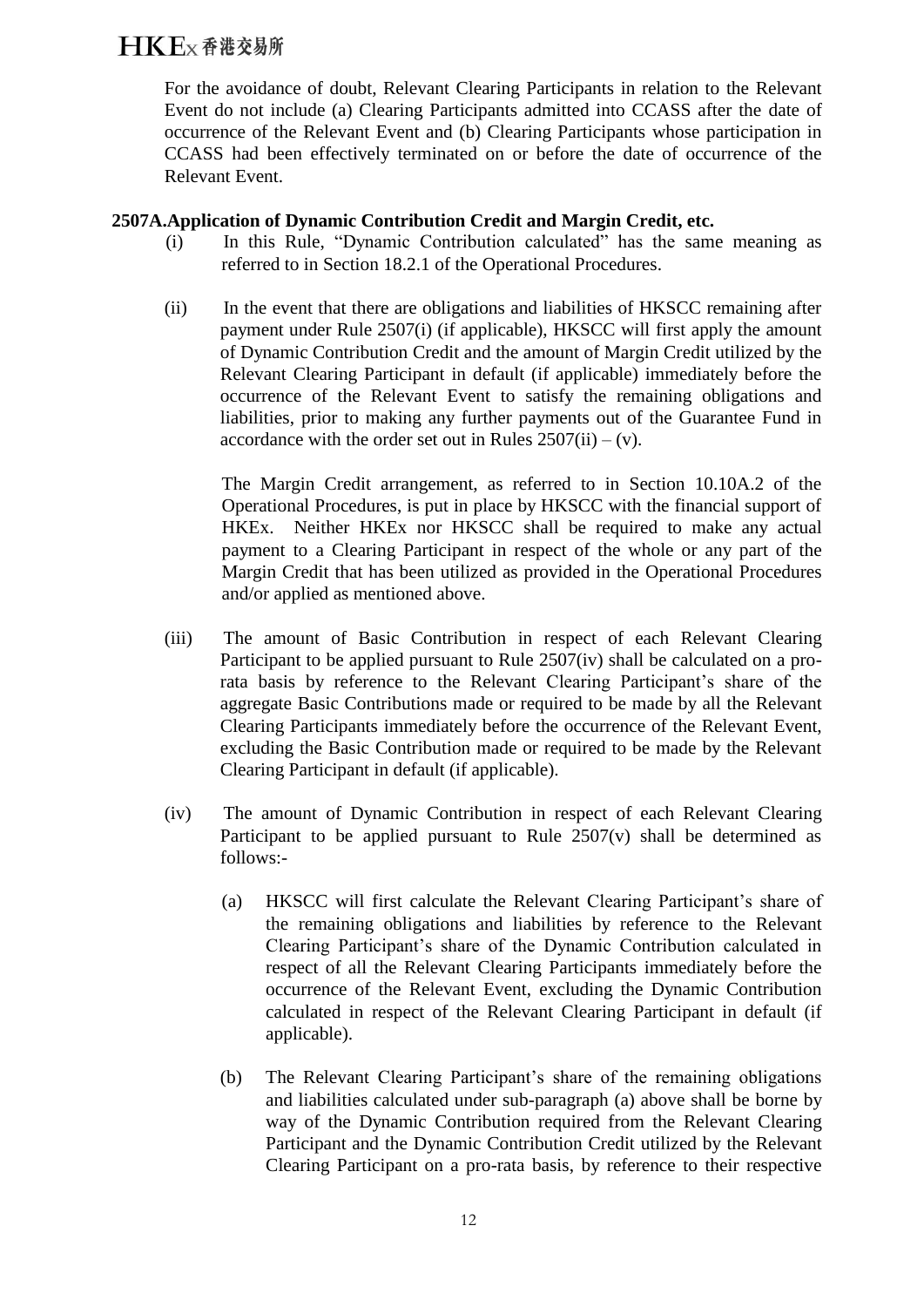For the avoidance of doubt, Relevant Clearing Participants in relation to the Relevant Event do not include (a) Clearing Participants admitted into CCASS after the date of occurrence of the Relevant Event and (b) Clearing Participants whose participation in CCASS had been effectively terminated on or before the date of occurrence of the Relevant Event.

**2507A.Application of Dynamic Contribution Credit and Margin Credit, etc.**

(i) In this Rule, "Dynamic Contribution calculated" has the same meaning as referred to in Section 18.2.1 of the Operational Procedures.

(ii) In the event that there are obligations and liabilities of HKSCC remaining after payment under Rule 2507(i) (if applicable), HKSCC will first apply the amount of Dynamic Contribution Credit and the amount of Margin Credit utilized by the Relevant Clearing Participant in default (if applicable) immediately before the occurrence of the Relevant Event to satisfy the remaining obligations and liabilities, prior to making any further payments out of the Guarantee Fund in accordance with the order set out in Rules 2507(ii) – (v).

The Margin Credit arrangement, as referred to in Section 10.10A.2 of the Operational Procedures, is put in place by HKSCC with the financial support of HKEx. Neither HKEx nor HKSCC shall be required to make any actual payment to a Clearing Participant in respect of the whole or any part of the Margin Credit that has been utilized as provided in the Operational Procedures and/or applied as mentioned above.

(iii) The amount of Basic Contribution in respect of each Relevant Clearing Participant to be applied pursuant to Rule 2507(iv) shall be calculated on a pro-rata basis by reference to the Relevant Clearing Participant's share of the aggregate Basic Contributions made or required to be made by all the Relevant Clearing Participants immediately before the occurrence of the Relevant Event, excluding the Basic Contribution made or required to be made by the Relevant Clearing Participant in default (if applicable).

(iv) The amount of Dynamic Contribution in respect of each Relevant Clearing Participant to be applied pursuant to Rule 2507(v) shall be determined as follows:-

(a) HKSCC will first calculate the Relevant Clearing Participant's share of the remaining obligations and liabilities by reference to the Relevant Clearing Participant's share of the Dynamic Contribution calculated in respect of all the Relevant Clearing Participants immediately before the occurrence of the Relevant Event, excluding the Dynamic Contribution calculated in respect of the Relevant Clearing Participant in default (if applicable).

(b) The Relevant Clearing Participant's share of the remaining obligations and liabilities calculated under sub-paragraph (a) above shall be borne by way of the Dynamic Contribution required from the Relevant Clearing Participant and the Dynamic Contribution Credit utilized by the Relevant Clearing Participant on a pro-rata basis, by reference to their respective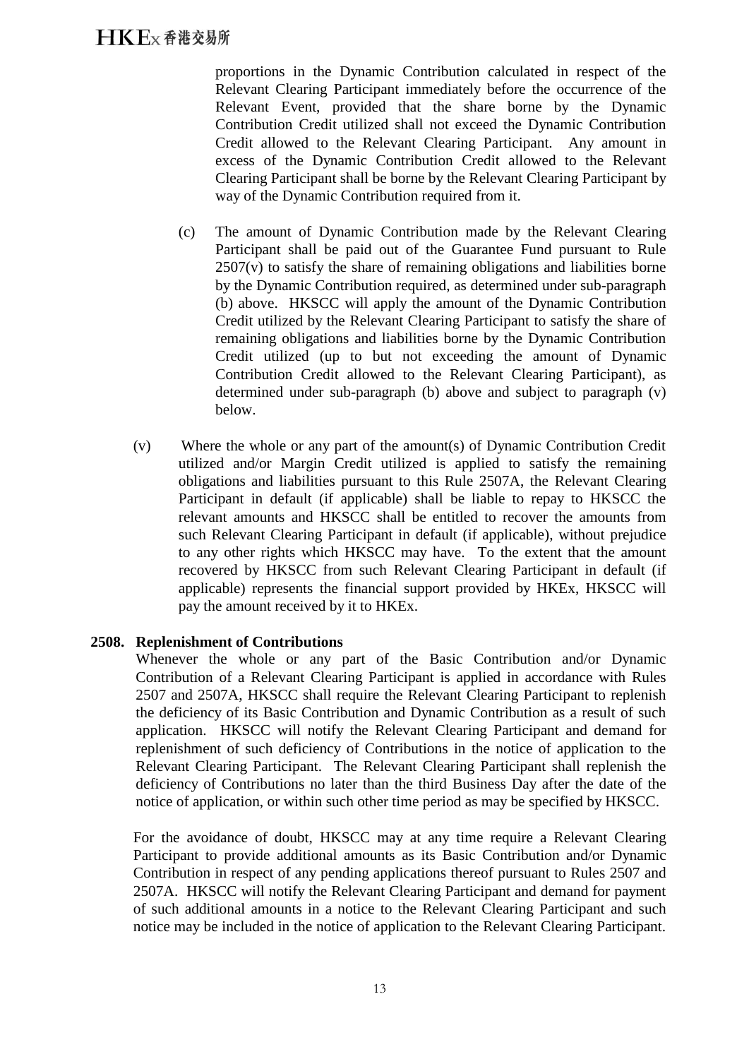proportions in the Dynamic Contribution calculated in respect of the Relevant Clearing Participant immediately before the occurrence of the Relevant Event, provided that the share borne by the Dynamic Contribution Credit utilized shall not exceed the Dynamic Contribution Credit allowed to the Relevant Clearing Participant. Any amount in excess of the Dynamic Contribution Credit allowed to the Relevant Clearing Participant shall be borne by the Relevant Clearing Participant by way of the Dynamic Contribution required from it.

(c) The amount of Dynamic Contribution made by the Relevant Clearing Participant shall be paid out of the Guarantee Fund pursuant to Rule 2507(v) to satisfy the share of remaining obligations and liabilities borne by the Dynamic Contribution required, as determined under sub-paragraph (b) above. HKSCC will apply the amount of the Dynamic Contribution Credit utilized by the Relevant Clearing Participant to satisfy the share of remaining obligations and liabilities borne by the Dynamic Contribution Credit utilized (up to but not exceeding the amount of Dynamic Contribution Credit allowed to the Relevant Clearing Participant), as determined under sub-paragraph (b) above and subject to paragraph (v) below.

(v) Where the whole or any part of the amount(s) of Dynamic Contribution Credit utilized and/or Margin Credit utilized is applied to satisfy the remaining obligations and liabilities pursuant to this Rule 2507A, the Relevant Clearing Participant in default (if applicable) shall be liable to repay to HKSCC the relevant amounts and HKSCC shall be entitled to recover the amounts from such Relevant Clearing Participant in default (if applicable), without prejudice to any other rights which HKSCC may have. To the extent that the amount recovered by HKSCC from such Relevant Clearing Participant in default (if applicable) represents the financial support provided by HKEx, HKSCC will pay the amount received by it to HKEx.

**2508. Replenishment of Contributions**

Whenever the whole or any part of the Basic Contribution and/or Dynamic Contribution of a Relevant Clearing Participant is applied in accordance with Rules 2507 and 2507A, HKSCC shall require the Relevant Clearing Participant to replenish the deficiency of its Basic Contribution and Dynamic Contribution as a result of such application. HKSCC will notify the Relevant Clearing Participant and demand for replenishment of such deficiency of Contributions in the notice of application to the Relevant Clearing Participant. The Relevant Clearing Participant shall replenish the deficiency of Contributions no later than the third Business Day after the date of the notice of application, or within such other time period as may be specified by HKSCC.

For the avoidance of doubt, HKSCC may at any time require a Relevant Clearing Participant to provide additional amounts as its Basic Contribution and/or Dynamic Contribution in respect of any pending applications thereof pursuant to Rules 2507 and 2507A. HKSCC will notify the Relevant Clearing Participant and demand for payment of such additional amounts in a notice to the Relevant Clearing Participant and such notice may be included in the notice of application to the Relevant Clearing Participant.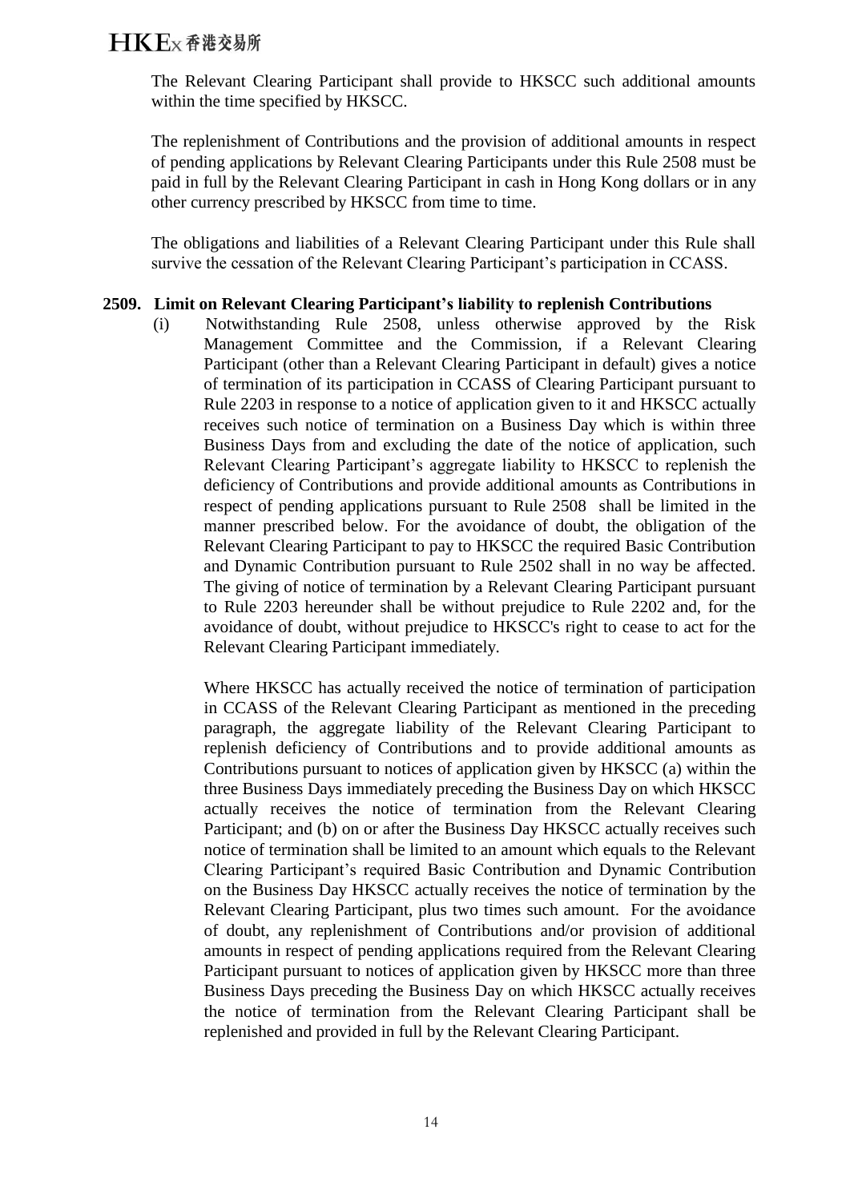The Relevant Clearing Participant shall provide to HKSCC such additional amounts within the time specified by HKSCC.

The replenishment of Contributions and the provision of additional amounts in respect of pending applications by Relevant Clearing Participants under this Rule 2508 must be paid in full by the Relevant Clearing Participant in cash in Hong Kong dollars or in any other currency prescribed by HKSCC from time to time.

The obligations and liabilities of a Relevant Clearing Participant under this Rule shall survive the cessation of the Relevant Clearing Participant's participation in CCASS.

**2509. Limit on Relevant Clearing Participant's liability to replenish Contributions**

(i) Notwithstanding Rule 2508, unless otherwise approved by the Risk Management Committee and the Commission, if a Relevant Clearing Participant (other than a Relevant Clearing Participant in default) gives a notice of termination of its participation in CCASS of Clearing Participant pursuant to Rule 2203 in response to a notice of application given to it and HKSCC actually receives such notice of termination on a Business Day which is within three Business Days from and excluding the date of the notice of application, such Relevant Clearing Participant's aggregate liability to HKSCC to replenish the deficiency of Contributions and provide additional amounts as Contributions in respect of pending applications pursuant to Rule 2508 shall be limited in the manner prescribed below. For the avoidance of doubt, the obligation of the Relevant Clearing Participant to pay to HKSCC the required Basic Contribution and Dynamic Contribution pursuant to Rule 2502 shall in no way be affected. The giving of notice of termination by a Relevant Clearing Participant pursuant to Rule 2203 hereunder shall be without prejudice to Rule 2202 and, for the avoidance of doubt, without prejudice to HKSCC's right to cease to act for the Relevant Clearing Participant immediately.

Where HKSCC has actually received the notice of termination of participation in CCASS of the Relevant Clearing Participant as mentioned in the preceding paragraph, the aggregate liability of the Relevant Clearing Participant to replenish deficiency of Contributions and to provide additional amounts as Contributions pursuant to notices of application given by HKSCC (a) within the three Business Days immediately preceding the Business Day on which HKSCC actually receives the notice of termination from the Relevant Clearing Participant; and (b) on or after the Business Day HKSCC actually receives such notice of termination shall be limited to an amount which equals to the Relevant Clearing Participant's required Basic Contribution and Dynamic Contribution on the Business Day HKSCC actually receives the notice of termination by the Relevant Clearing Participant, plus two times such amount. For the avoidance of doubt, any replenishment of Contributions and/or provision of additional amounts in respect of pending applications required from the Relevant Clearing Participant pursuant to notices of application given by HKSCC more than three Business Days preceding the Business Day on which HKSCC actually receives the notice of termination from the Relevant Clearing Participant shall be replenished and provided in full by the Relevant Clearing Participant.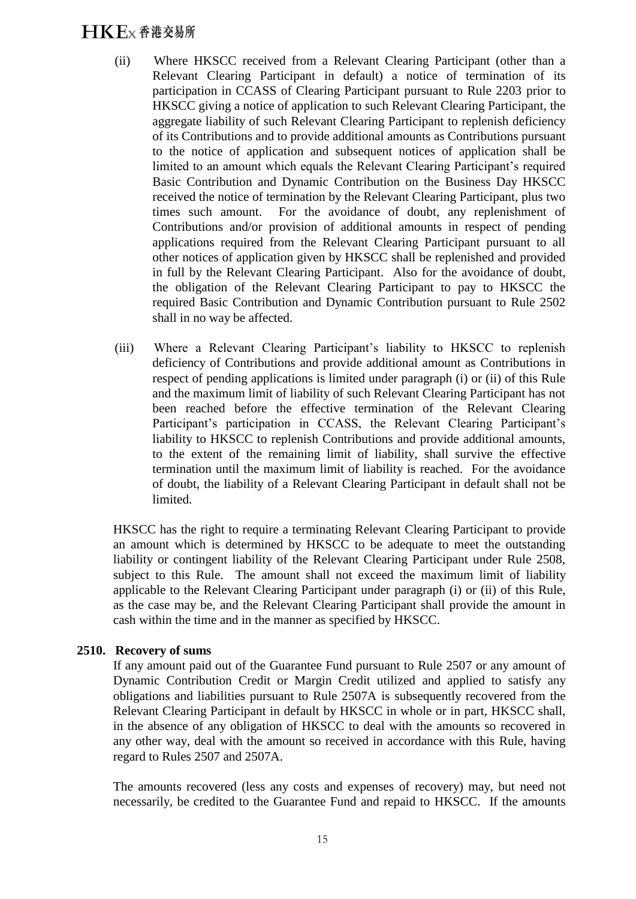(ii) Where HKSCC received from a Relevant Clearing Participant (other than a Relevant Clearing Participant in default) a notice of termination of its participation in CCASS of Clearing Participant pursuant to Rule 2203 prior to HKSCC giving a notice of application to such Relevant Clearing Participant, the aggregate liability of such Relevant Clearing Participant to replenish deficiency of its Contributions and to provide additional amounts as Contributions pursuant to the notice of application and subsequent notices of application shall be limited to an amount which equals the Relevant Clearing Participant's required Basic Contribution and Dynamic Contribution on the Business Day HKSCC received the notice of termination by the Relevant Clearing Participant, plus two times such amount. For the avoidance of doubt, any replenishment of Contributions and/or provision of additional amounts in respect of pending applications required from the Relevant Clearing Participant pursuant to all other notices of application given by HKSCC shall be replenished and provided in full by the Relevant Clearing Participant. Also for the avoidance of doubt, the obligation of the Relevant Clearing Participant to pay to HKSCC the required Basic Contribution and Dynamic Contribution pursuant to Rule 2502 shall in no way be affected.

(iii) Where a Relevant Clearing Participant's liability to HKSCC to replenish deficiency of Contributions and provide additional amount as Contributions in respect of pending applications is limited under paragraph (i) or (ii) of this Rule and the maximum limit of liability of such Relevant Clearing Participant has not been reached before the effective termination of the Relevant Clearing Participant's participation in CCASS, the Relevant Clearing Participant's liability to HKSCC to replenish Contributions and provide additional amounts, to the extent of the remaining limit of liability, shall survive the effective termination until the maximum limit of liability is reached. For the avoidance of doubt, the liability of a Relevant Clearing Participant in default shall not be limited.

HKSCC has the right to require a terminating Relevant Clearing Participant to provide an amount which is determined by HKSCC to be adequate to meet the outstanding liability or contingent liability of the Relevant Clearing Participant under Rule 2508, subject to this Rule. The amount shall not exceed the maximum limit of liability applicable to the Relevant Clearing Participant under paragraph (i) or (ii) of this Rule, as the case may be, and the Relevant Clearing Participant shall provide the amount in cash within the time and in the manner as specified by HKSCC.

**2510. Recovery of sums**

If any amount paid out of the Guarantee Fund pursuant to Rule 2507 or any amount of Dynamic Contribution Credit or Margin Credit utilized and applied to satisfy any obligations and liabilities pursuant to Rule 2507A is subsequently recovered from the Relevant Clearing Participant in default by HKSCC in whole or in part, HKSCC shall, in the absence of any obligation of HKSCC to deal with the amounts so recovered in any other way, deal with the amount so received in accordance with this Rule, having regard to Rules 2507 and 2507A.

The amounts recovered (less any costs and expenses of recovery) may, but need not necessarily, be credited to the Guarantee Fund and repaid to HKSCC. If the amounts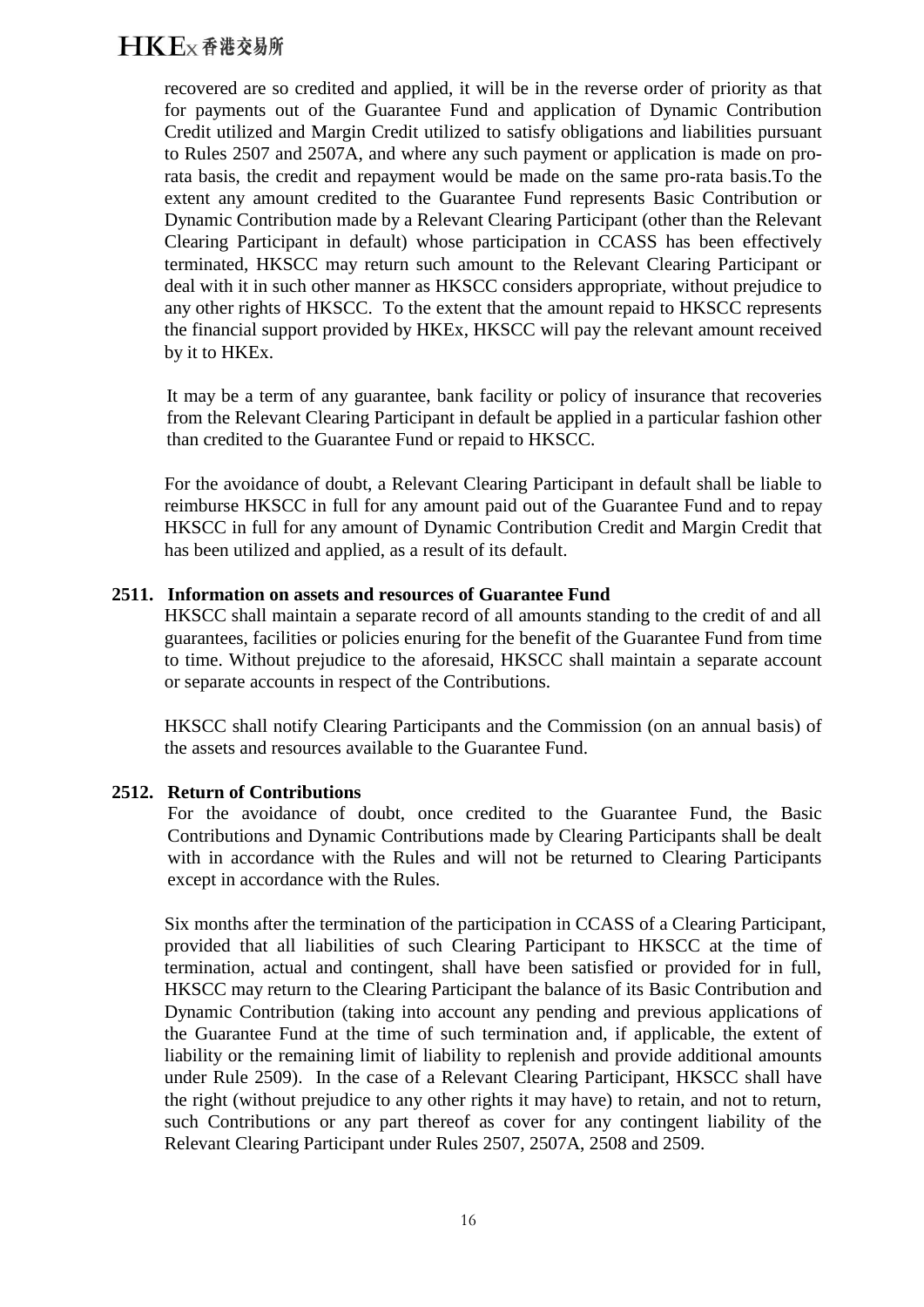recovered are so credited and applied, it will be in the reverse order of priority as that for payments out of the Guarantee Fund and application of Dynamic Contribution Credit utilized and Margin Credit utilized to satisfy obligations and liabilities pursuant to Rules 2507 and 2507A, and where any such payment or application is made on pro-rata basis, the credit and repayment would be made on the same pro-rata basis.To the extent any amount credited to the Guarantee Fund represents Basic Contribution or Dynamic Contribution made by a Relevant Clearing Participant (other than the Relevant Clearing Participant in default) whose participation in CCASS has been effectively terminated, HKSCC may return such amount to the Relevant Clearing Participant or deal with it in such other manner as HKSCC considers appropriate, without prejudice to any other rights of HKSCC. To the extent that the amount repaid to HKSCC represents the financial support provided by HKEx, HKSCC will pay the relevant amount received by it to HKEx.

It may be a term of any guarantee, bank facility or policy of insurance that recoveries from the Relevant Clearing Participant in default be applied in a particular fashion other than credited to the Guarantee Fund or repaid to HKSCC.

For the avoidance of doubt, a Relevant Clearing Participant in default shall be liable to reimburse HKSCC in full for any amount paid out of the Guarantee Fund and to repay HKSCC in full for any amount of Dynamic Contribution Credit and Margin Credit that has been utilized and applied, as a result of its default.

**2511. Information on assets and resources of Guarantee Fund**

HKSCC shall maintain a separate record of all amounts standing to the credit of and all guarantees, facilities or policies enuring for the benefit of the Guarantee Fund from time to time. Without prejudice to the aforesaid, HKSCC shall maintain a separate account or separate accounts in respect of the Contributions.

HKSCC shall notify Clearing Participants and the Commission (on an annual basis) of the assets and resources available to the Guarantee Fund.

**2512. Return of Contributions**

For the avoidance of doubt, once credited to the Guarantee Fund, the Basic Contributions and Dynamic Contributions made by Clearing Participants shall be dealt with in accordance with the Rules and will not be returned to Clearing Participants except in accordance with the Rules.

Six months after the termination of the participation in CCASS of a Clearing Participant, provided that all liabilities of such Clearing Participant to HKSCC at the time of termination, actual and contingent, shall have been satisfied or provided for in full, HKSCC may return to the Clearing Participant the balance of its Basic Contribution and Dynamic Contribution (taking into account any pending and previous applications of the Guarantee Fund at the time of such termination and, if applicable, the extent of liability or the remaining limit of liability to replenish and provide additional amounts under Rule 2509). In the case of a Relevant Clearing Participant, HKSCC shall have the right (without prejudice to any other rights it may have) to retain, and not to return, such Contributions or any part thereof as cover for any contingent liability of the Relevant Clearing Participant under Rules 2507, 2507A, 2508 and 2509.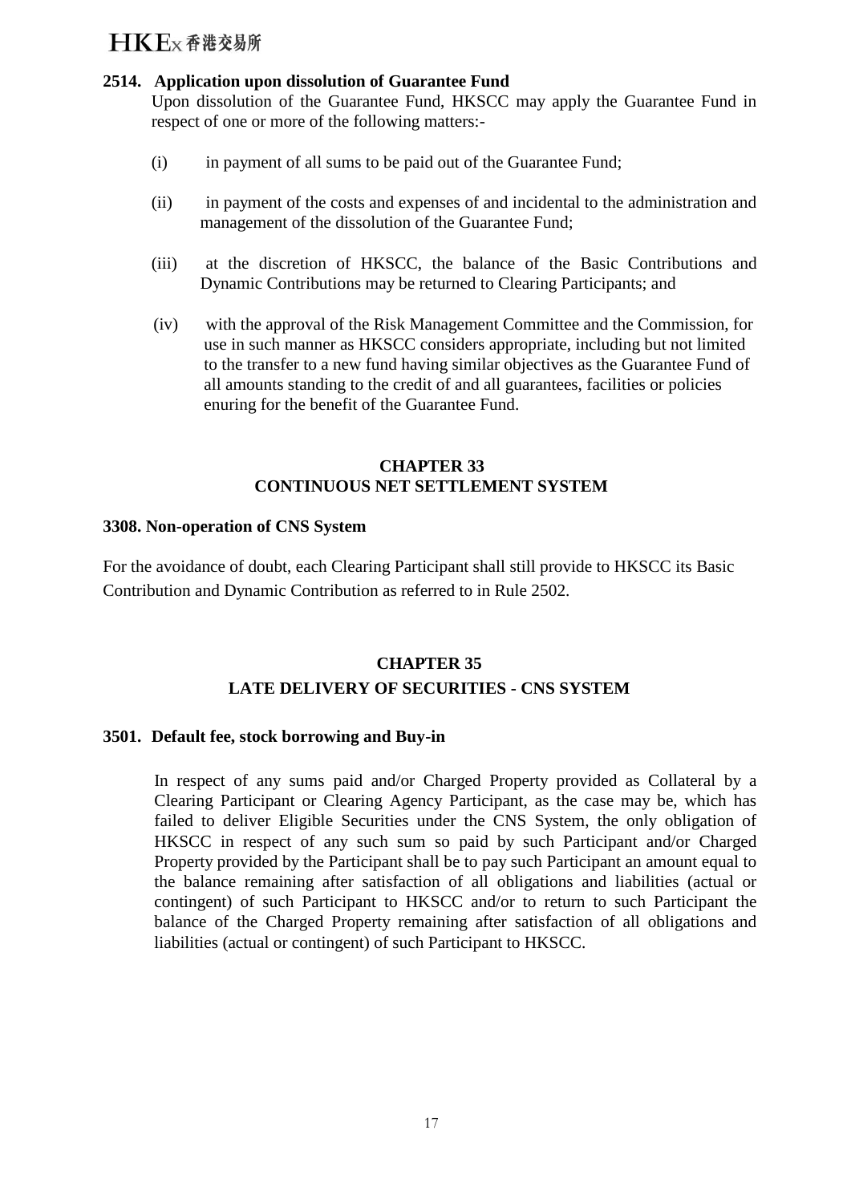**2514. Application upon dissolution of Guarantee Fund**

Upon dissolution of the Guarantee Fund, HKSCC may apply the Guarantee Fund in respect of one or more of the following matters:-

(i) in payment of all sums to be paid out of the Guarantee Fund;

(ii) in payment of the costs and expenses of and incidental to the administration and management of the dissolution of the Guarantee Fund;

(iii) at the discretion of HKSCC, the balance of the Basic Contributions and Dynamic Contributions may be returned to Clearing Participants; and

(iv) with the approval of the Risk Management Committee and the Commission, for use in such manner as HKSCC considers appropriate, including but not limited to the transfer to a new fund having similar objectives as the Guarantee Fund of all amounts standing to the credit of and all guarantees, facilities or policies enuring for the benefit of the Guarantee Fund.

## CHAPTER 33
## CONTINUOUS NET SETTLEMENT SYSTEM

**3308. Non-operation of CNS System**

For the avoidance of doubt, each Clearing Participant shall still provide to HKSCC its Basic Contribution and Dynamic Contribution as referred to in Rule 2502.

## CHAPTER 35
## LATE DELIVERY OF SECURITIES - CNS SYSTEM

**3501. Default fee, stock borrowing and Buy-in**

In respect of any sums paid and/or Charged Property provided as Collateral by a Clearing Participant or Clearing Agency Participant, as the case may be, which has failed to deliver Eligible Securities under the CNS System, the only obligation of HKSCC in respect of any such sum so paid by such Participant and/or Charged Property provided by the Participant shall be to pay such Participant an amount equal to the balance remaining after satisfaction of all obligations and liabilities (actual or contingent) of such Participant to HKSCC and/or to return to such Participant the balance of the Charged Property remaining after satisfaction of all obligations and liabilities (actual or contingent) of such Participant to HKSCC.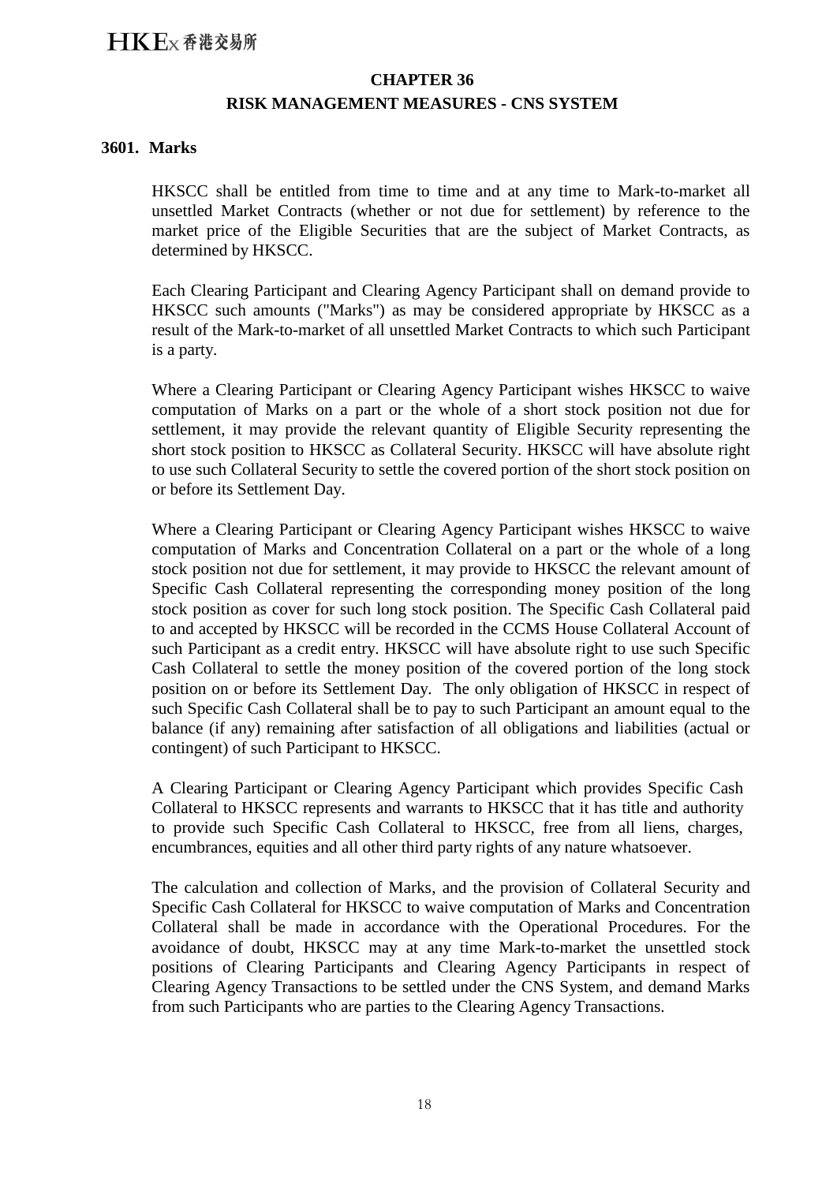# CHAPTER 36

## RISK MANAGEMENT MEASURES - CNS SYSTEM

### 3601. Marks

HKSCC shall be entitled from time to time and at any time to Mark-to-market all unsettled Market Contracts (whether or not due for settlement) by reference to the market price of the Eligible Securities that are the subject of Market Contracts, as determined by HKSCC.

Each Clearing Participant and Clearing Agency Participant shall on demand provide to HKSCC such amounts ("Marks") as may be considered appropriate by HKSCC as a result of the Mark-to-market of all unsettled Market Contracts to which such Participant is a party.

Where a Clearing Participant or Clearing Agency Participant wishes HKSCC to waive computation of Marks on a part or the whole of a short stock position not due for settlement, it may provide the relevant quantity of Eligible Security representing the short stock position to HKSCC as Collateral Security. HKSCC will have absolute right to use such Collateral Security to settle the covered portion of the short stock position on or before its Settlement Day.

Where a Clearing Participant or Clearing Agency Participant wishes HKSCC to waive computation of Marks and Concentration Collateral on a part or the whole of a long stock position not due for settlement, it may provide to HKSCC the relevant amount of Specific Cash Collateral representing the corresponding money position of the long stock position as cover for such long stock position. The Specific Cash Collateral paid to and accepted by HKSCC will be recorded in the CCMS House Collateral Account of such Participant as a credit entry. HKSCC will have absolute right to use such Specific Cash Collateral to settle the money position of the covered portion of the long stock position on or before its Settlement Day. The only obligation of HKSCC in respect of such Specific Cash Collateral shall be to pay to such Participant an amount equal to the balance (if any) remaining after satisfaction of all obligations and liabilities (actual or contingent) of such Participant to HKSCC.

A Clearing Participant or Clearing Agency Participant which provides Specific Cash Collateral to HKSCC represents and warrants to HKSCC that it has title and authority to provide such Specific Cash Collateral to HKSCC, free from all liens, charges, encumbrances, equities and all other third party rights of any nature whatsoever.

The calculation and collection of Marks, and the provision of Collateral Security and Specific Cash Collateral for HKSCC to waive computation of Marks and Concentration Collateral shall be made in accordance with the Operational Procedures. For the avoidance of doubt, HKSCC may at any time Mark-to-market the unsettled stock positions of Clearing Participants and Clearing Agency Participants in respect of Clearing Agency Transactions to be settled under the CNS System, and demand Marks from such Participants who are parties to the Clearing Agency Transactions.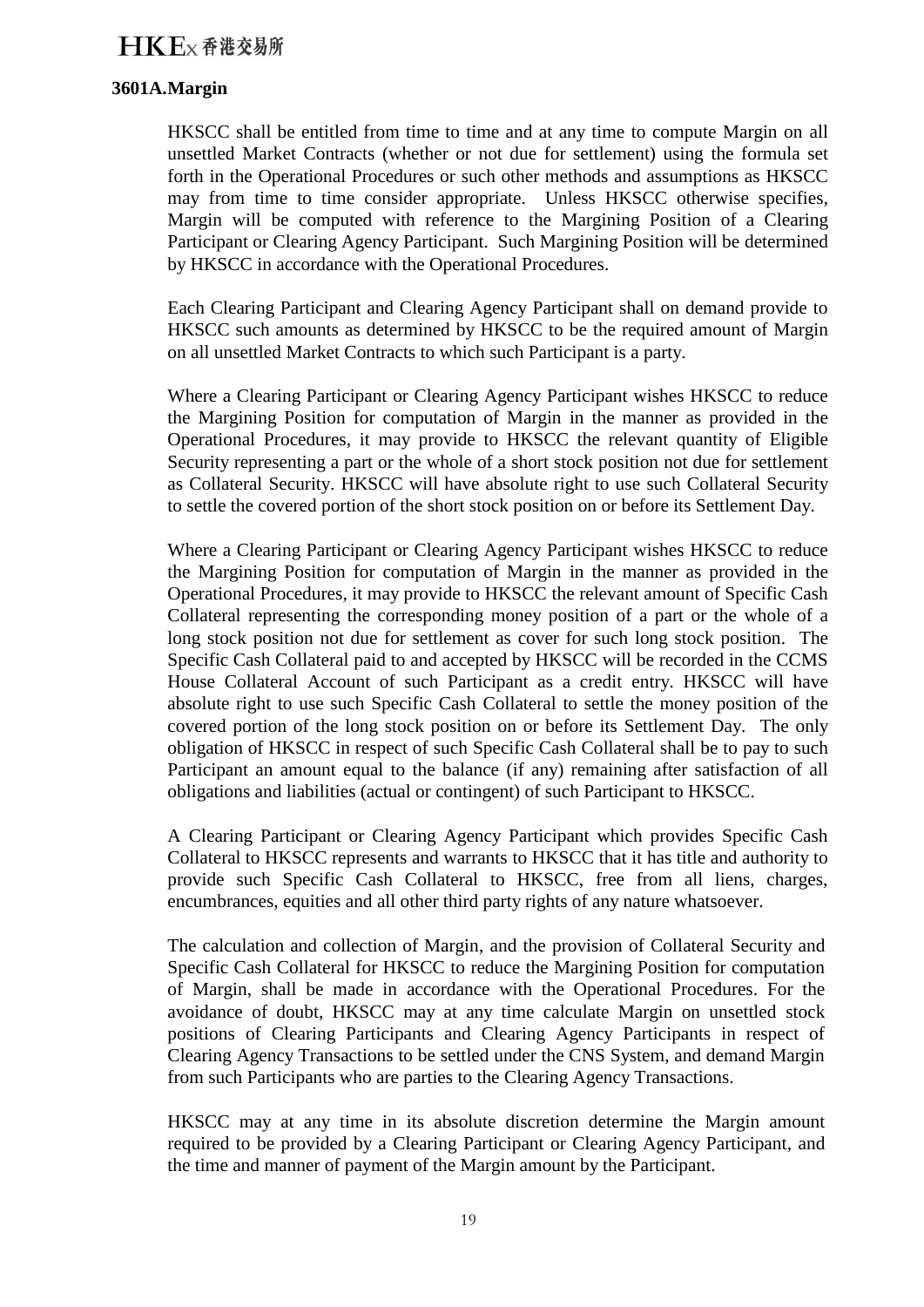**3601A.Margin**

HKSCC shall be entitled from time to time and at any time to compute Margin on all unsettled Market Contracts (whether or not due for settlement) using the formula set forth in the Operational Procedures or such other methods and assumptions as HKSCC may from time to time consider appropriate. Unless HKSCC otherwise specifies, Margin will be computed with reference to the Margining Position of a Clearing Participant or Clearing Agency Participant. Such Margining Position will be determined by HKSCC in accordance with the Operational Procedures.

Each Clearing Participant and Clearing Agency Participant shall on demand provide to HKSCC such amounts as determined by HKSCC to be the required amount of Margin on all unsettled Market Contracts to which such Participant is a party.

Where a Clearing Participant or Clearing Agency Participant wishes HKSCC to reduce the Margining Position for computation of Margin in the manner as provided in the Operational Procedures, it may provide to HKSCC the relevant quantity of Eligible Security representing a part or the whole of a short stock position not due for settlement as Collateral Security. HKSCC will have absolute right to use such Collateral Security to settle the covered portion of the short stock position on or before its Settlement Day.

Where a Clearing Participant or Clearing Agency Participant wishes HKSCC to reduce the Margining Position for computation of Margin in the manner as provided in the Operational Procedures, it may provide to HKSCC the relevant amount of Specific Cash Collateral representing the corresponding money position of a part or the whole of a long stock position not due for settlement as cover for such long stock position. The Specific Cash Collateral paid to and accepted by HKSCC will be recorded in the CCMS House Collateral Account of such Participant as a credit entry. HKSCC will have absolute right to use such Specific Cash Collateral to settle the money position of the covered portion of the long stock position on or before its Settlement Day. The only obligation of HKSCC in respect of such Specific Cash Collateral shall be to pay to such Participant an amount equal to the balance (if any) remaining after satisfaction of all obligations and liabilities (actual or contingent) of such Participant to HKSCC.

A Clearing Participant or Clearing Agency Participant which provides Specific Cash Collateral to HKSCC represents and warrants to HKSCC that it has title and authority to provide such Specific Cash Collateral to HKSCC, free from all liens, charges, encumbrances, equities and all other third party rights of any nature whatsoever.

The calculation and collection of Margin, and the provision of Collateral Security and Specific Cash Collateral for HKSCC to reduce the Margining Position for computation of Margin, shall be made in accordance with the Operational Procedures. For the avoidance of doubt, HKSCC may at any time calculate Margin on unsettled stock positions of Clearing Participants and Clearing Agency Participants in respect of Clearing Agency Transactions to be settled under the CNS System, and demand Margin from such Participants who are parties to the Clearing Agency Transactions.

HKSCC may at any time in its absolute discretion determine the Margin amount required to be provided by a Clearing Participant or Clearing Agency Participant, and the time and manner of payment of the Margin amount by the Participant.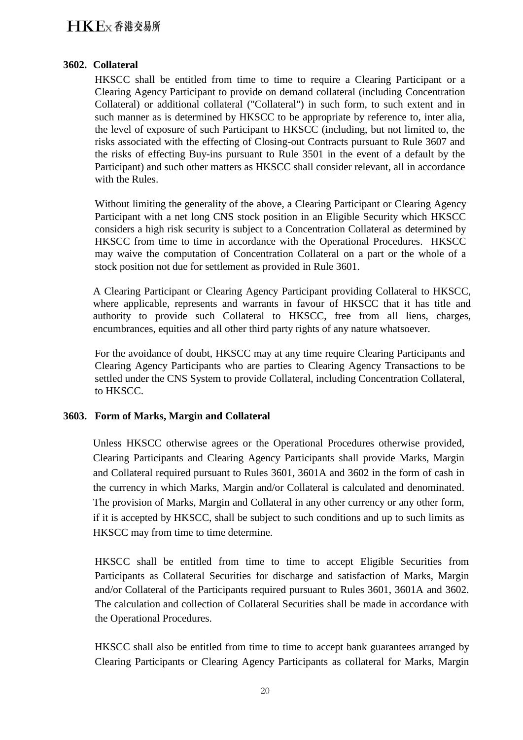### 3602. Collateral

HKSCC shall be entitled from time to time to require a Clearing Participant or a Clearing Agency Participant to provide on demand collateral (including Concentration Collateral) or additional collateral ("Collateral") in such form, to such extent and in such manner as is determined by HKSCC to be appropriate by reference to, inter alia, the level of exposure of such Participant to HKSCC (including, but not limited to, the risks associated with the effecting of Closing-out Contracts pursuant to Rule 3607 and the risks of effecting Buy-ins pursuant to Rule 3501 in the event of a default by the Participant) and such other matters as HKSCC shall consider relevant, all in accordance with the Rules.

Without limiting the generality of the above, a Clearing Participant or Clearing Agency Participant with a net long CNS stock position in an Eligible Security which HKSCC considers a high risk security is subject to a Concentration Collateral as determined by HKSCC from time to time in accordance with the Operational Procedures. HKSCC may waive the computation of Concentration Collateral on a part or the whole of a stock position not due for settlement as provided in Rule 3601.

A Clearing Participant or Clearing Agency Participant providing Collateral to HKSCC, where applicable, represents and warrants in favour of HKSCC that it has title and authority to provide such Collateral to HKSCC, free from all liens, charges, encumbrances, equities and all other third party rights of any nature whatsoever.

For the avoidance of doubt, HKSCC may at any time require Clearing Participants and Clearing Agency Participants who are parties to Clearing Agency Transactions to be settled under the CNS System to provide Collateral, including Concentration Collateral, to HKSCC.

### 3603. Form of Marks, Margin and Collateral

Unless HKSCC otherwise agrees or the Operational Procedures otherwise provided, Clearing Participants and Clearing Agency Participants shall provide Marks, Margin and Collateral required pursuant to Rules 3601, 3601A and 3602 in the form of cash in the currency in which Marks, Margin and/or Collateral is calculated and denominated. The provision of Marks, Margin and Collateral in any other currency or any other form, if it is accepted by HKSCC, shall be subject to such conditions and up to such limits as HKSCC may from time to time determine.

HKSCC shall be entitled from time to time to accept Eligible Securities from Participants as Collateral Securities for discharge and satisfaction of Marks, Margin and/or Collateral of the Participants required pursuant to Rules 3601, 3601A and 3602. The calculation and collection of Collateral Securities shall be made in accordance with the Operational Procedures.

HKSCC shall also be entitled from time to time to accept bank guarantees arranged by Clearing Participants or Clearing Agency Participants as collateral for Marks, Margin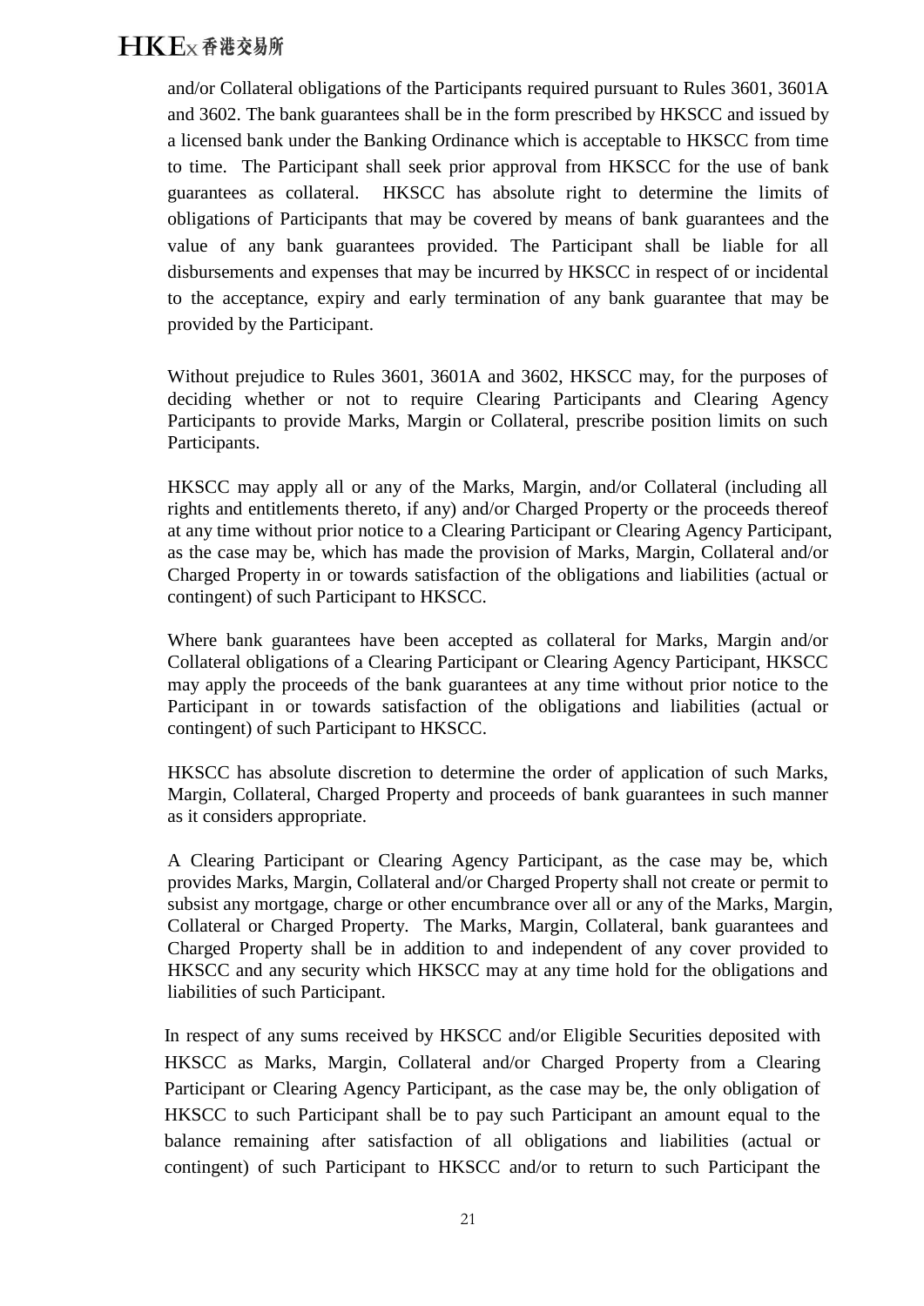and/or Collateral obligations of the Participants required pursuant to Rules 3601, 3601A and 3602. The bank guarantees shall be in the form prescribed by HKSCC and issued by a licensed bank under the Banking Ordinance which is acceptable to HKSCC from time to time. The Participant shall seek prior approval from HKSCC for the use of bank guarantees as collateral. HKSCC has absolute right to determine the limits of obligations of Participants that may be covered by means of bank guarantees and the value of any bank guarantees provided. The Participant shall be liable for all disbursements and expenses that may be incurred by HKSCC in respect of or incidental to the acceptance, expiry and early termination of any bank guarantee that may be provided by the Participant.

Without prejudice to Rules 3601, 3601A and 3602, HKSCC may, for the purposes of deciding whether or not to require Clearing Participants and Clearing Agency Participants to provide Marks, Margin or Collateral, prescribe position limits on such Participants.

HKSCC may apply all or any of the Marks, Margin, and/or Collateral (including all rights and entitlements thereto, if any) and/or Charged Property or the proceeds thereof at any time without prior notice to a Clearing Participant or Clearing Agency Participant, as the case may be, which has made the provision of Marks, Margin, Collateral and/or Charged Property in or towards satisfaction of the obligations and liabilities (actual or contingent) of such Participant to HKSCC.

Where bank guarantees have been accepted as collateral for Marks, Margin and/or Collateral obligations of a Clearing Participant or Clearing Agency Participant, HKSCC may apply the proceeds of the bank guarantees at any time without prior notice to the Participant in or towards satisfaction of the obligations and liabilities (actual or contingent) of such Participant to HKSCC.

HKSCC has absolute discretion to determine the order of application of such Marks, Margin, Collateral, Charged Property and proceeds of bank guarantees in such manner as it considers appropriate.

A Clearing Participant or Clearing Agency Participant, as the case may be, which provides Marks, Margin, Collateral and/or Charged Property shall not create or permit to subsist any mortgage, charge or other encumbrance over all or any of the Marks, Margin, Collateral or Charged Property. The Marks, Margin, Collateral, bank guarantees and Charged Property shall be in addition to and independent of any cover provided to HKSCC and any security which HKSCC may at any time hold for the obligations and liabilities of such Participant.

In respect of any sums received by HKSCC and/or Eligible Securities deposited with HKSCC as Marks, Margin, Collateral and/or Charged Property from a Clearing Participant or Clearing Agency Participant, as the case may be, the only obligation of HKSCC to such Participant shall be to pay such Participant an amount equal to the balance remaining after satisfaction of all obligations and liabilities (actual or contingent) of such Participant to HKSCC and/or to return to such Participant the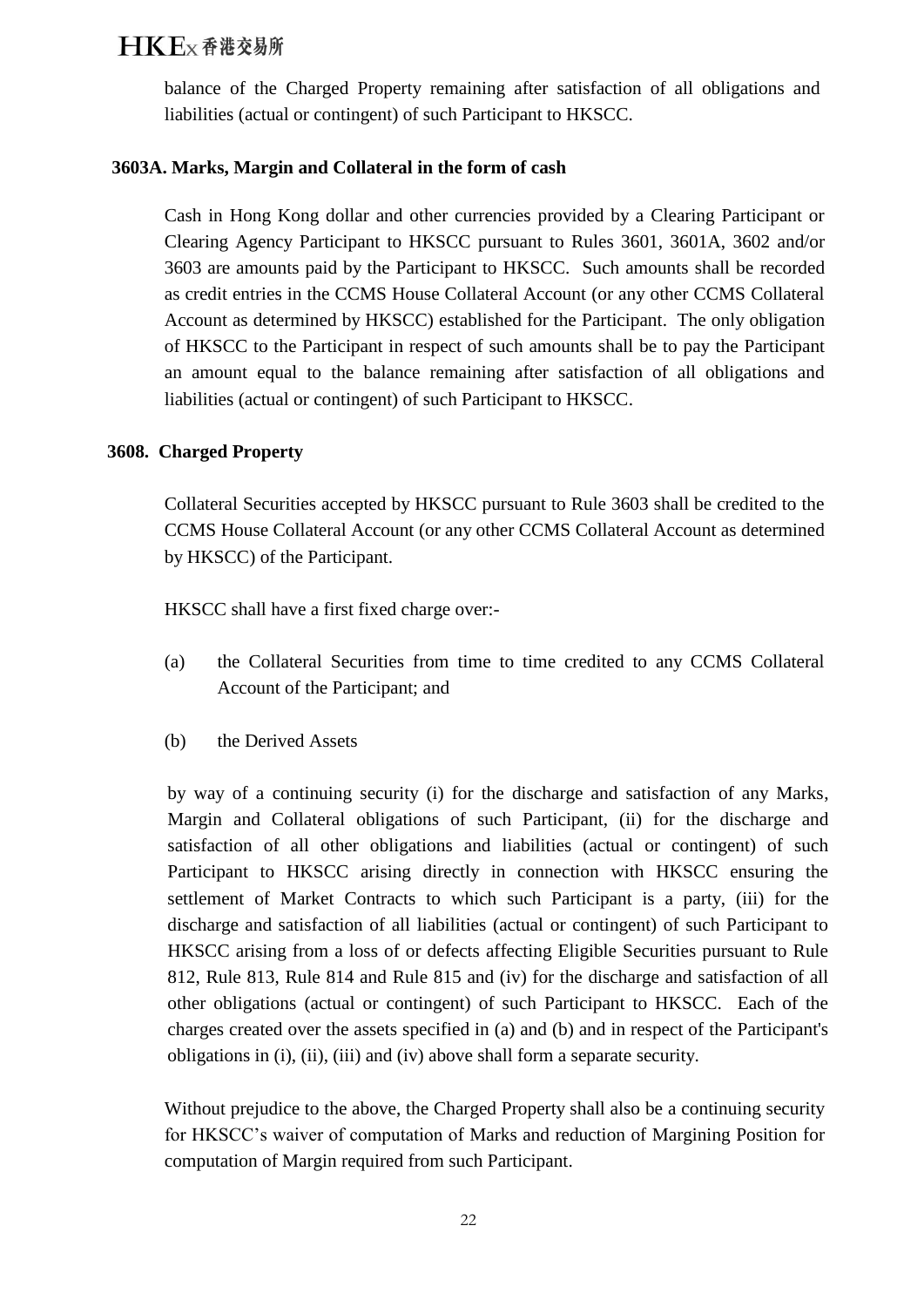balance of the Charged Property remaining after satisfaction of all obligations and liabilities (actual or contingent) of such Participant to HKSCC.

**3603A. Marks, Margin and Collateral in the form of cash**

Cash in Hong Kong dollar and other currencies provided by a Clearing Participant or Clearing Agency Participant to HKSCC pursuant to Rules 3601, 3601A, 3602 and/or 3603 are amounts paid by the Participant to HKSCC. Such amounts shall be recorded as credit entries in the CCMS House Collateral Account (or any other CCMS Collateral Account as determined by HKSCC) established for the Participant. The only obligation of HKSCC to the Participant in respect of such amounts shall be to pay the Participant an amount equal to the balance remaining after satisfaction of all obligations and liabilities (actual or contingent) of such Participant to HKSCC.

**3608. Charged Property**

Collateral Securities accepted by HKSCC pursuant to Rule 3603 shall be credited to the CCMS House Collateral Account (or any other CCMS Collateral Account as determined by HKSCC) of the Participant.

HKSCC shall have a first fixed charge over:-

(a) the Collateral Securities from time to time credited to any CCMS Collateral Account of the Participant; and

(b) the Derived Assets

by way of a continuing security (i) for the discharge and satisfaction of any Marks, Margin and Collateral obligations of such Participant, (ii) for the discharge and satisfaction of all other obligations and liabilities (actual or contingent) of such Participant to HKSCC arising directly in connection with HKSCC ensuring the settlement of Market Contracts to which such Participant is a party, (iii) for the discharge and satisfaction of all liabilities (actual or contingent) of such Participant to HKSCC arising from a loss of or defects affecting Eligible Securities pursuant to Rule 812, Rule 813, Rule 814 and Rule 815 and (iv) for the discharge and satisfaction of all other obligations (actual or contingent) of such Participant to HKSCC. Each of the charges created over the assets specified in (a) and (b) and in respect of the Participant's obligations in (i), (ii), (iii) and (iv) above shall form a separate security.

Without prejudice to the above, the Charged Property shall also be a continuing security for HKSCC’s waiver of computation of Marks and reduction of Margining Position for computation of Margin required from such Participant.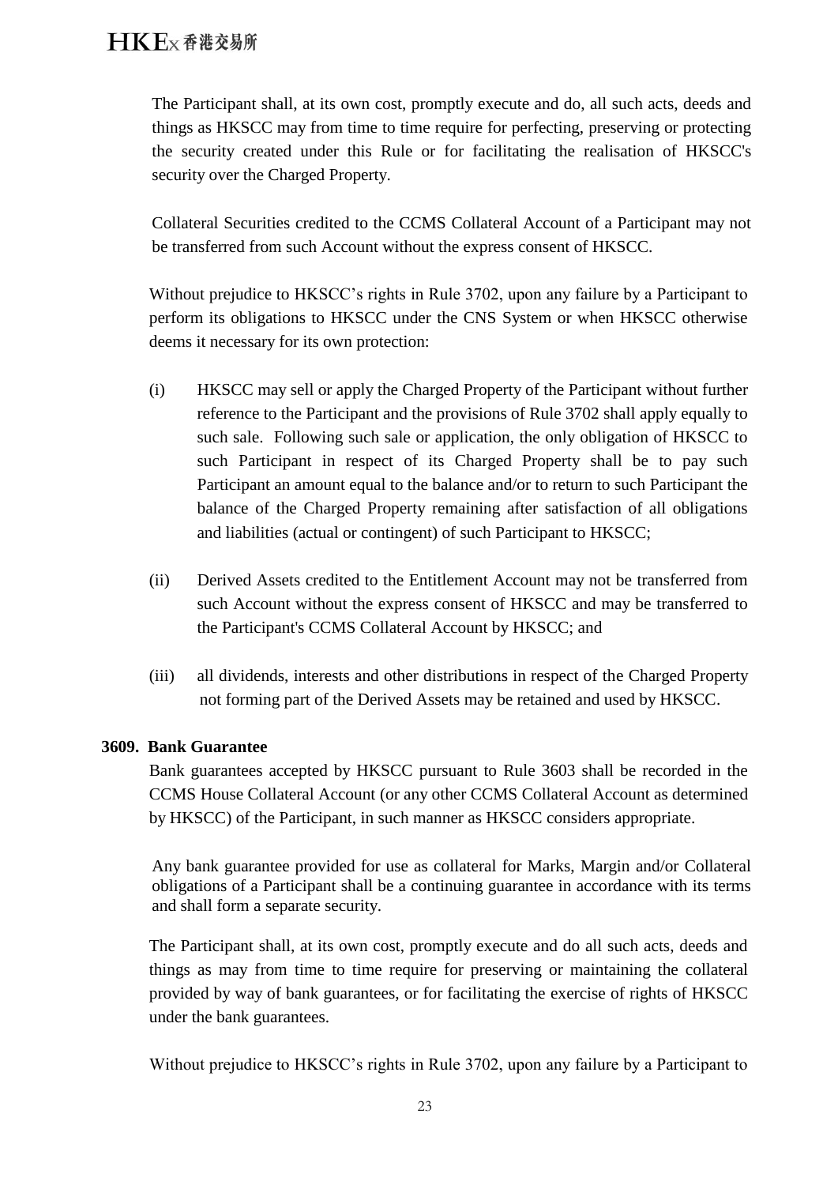The Participant shall, at its own cost, promptly execute and do, all such acts, deeds and things as HKSCC may from time to time require for perfecting, preserving or protecting the security created under this Rule or for facilitating the realisation of HKSCC's security over the Charged Property.

Collateral Securities credited to the CCMS Collateral Account of a Participant may not be transferred from such Account without the express consent of HKSCC.

Without prejudice to HKSCC's rights in Rule 3702, upon any failure by a Participant to perform its obligations to HKSCC under the CNS System or when HKSCC otherwise deems it necessary for its own protection:

(i) HKSCC may sell or apply the Charged Property of the Participant without further reference to the Participant and the provisions of Rule 3702 shall apply equally to such sale. Following such sale or application, the only obligation of HKSCC to such Participant in respect of its Charged Property shall be to pay such Participant an amount equal to the balance and/or to return to such Participant the balance of the Charged Property remaining after satisfaction of all obligations and liabilities (actual or contingent) of such Participant to HKSCC;

(ii) Derived Assets credited to the Entitlement Account may not be transferred from such Account without the express consent of HKSCC and may be transferred to the Participant's CCMS Collateral Account by HKSCC; and

(iii) all dividends, interests and other distributions in respect of the Charged Property not forming part of the Derived Assets may be retained and used by HKSCC.

**3609. Bank Guarantee**

Bank guarantees accepted by HKSCC pursuant to Rule 3603 shall be recorded in the CCMS House Collateral Account (or any other CCMS Collateral Account as determined by HKSCC) of the Participant, in such manner as HKSCC considers appropriate.

Any bank guarantee provided for use as collateral for Marks, Margin and/or Collateral obligations of a Participant shall be a continuing guarantee in accordance with its terms and shall form a separate security.

The Participant shall, at its own cost, promptly execute and do all such acts, deeds and things as may from time to time require for preserving or maintaining the collateral provided by way of bank guarantees, or for facilitating the exercise of rights of HKSCC under the bank guarantees.

Without prejudice to HKSCC's rights in Rule 3702, upon any failure by a Participant to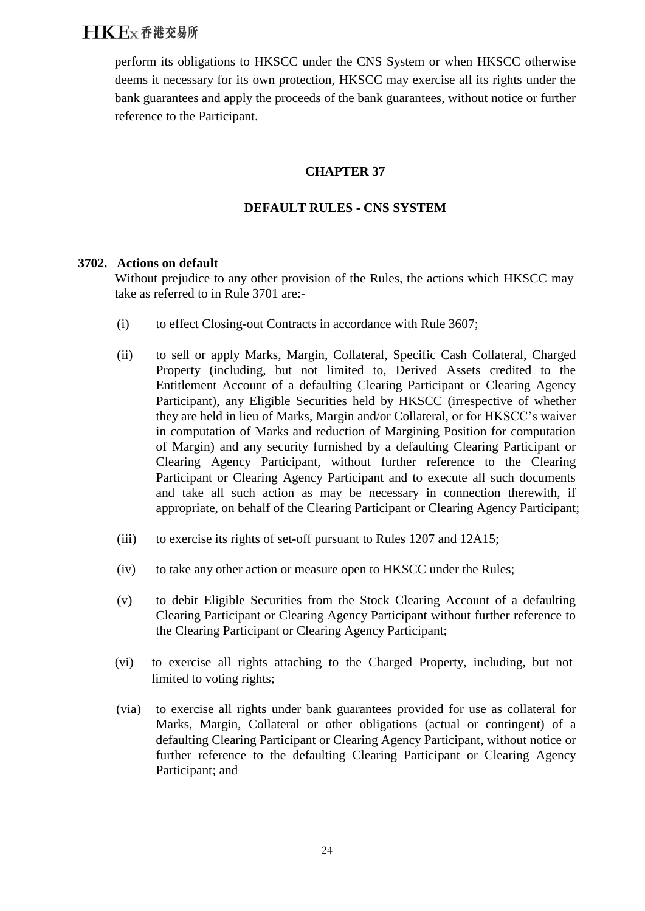perform its obligations to HKSCC under the CNS System or when HKSCC otherwise deems it necessary for its own protection, HKSCC may exercise all its rights under the bank guarantees and apply the proceeds of the bank guarantees, without notice or further reference to the Participant.

## CHAPTER 37

## DEFAULT RULES - CNS SYSTEM

**3702. Actions on default**

Without prejudice to any other provision of the Rules, the actions which HKSCC may take as referred to in Rule 3701 are:-

(i) to effect Closing-out Contracts in accordance with Rule 3607;

(ii) to sell or apply Marks, Margin, Collateral, Specific Cash Collateral, Charged Property (including, but not limited to, Derived Assets credited to the Entitlement Account of a defaulting Clearing Participant or Clearing Agency Participant), any Eligible Securities held by HKSCC (irrespective of whether they are held in lieu of Marks, Margin and/or Collateral, or for HKSCC's waiver in computation of Marks and reduction of Margining Position for computation of Margin) and any security furnished by a defaulting Clearing Participant or Clearing Agency Participant, without further reference to the Clearing Participant or Clearing Agency Participant and to execute all such documents and take all such action as may be necessary in connection therewith, if appropriate, on behalf of the Clearing Participant or Clearing Agency Participant;

(iii) to exercise its rights of set-off pursuant to Rules 1207 and 12A15;

(iv) to take any other action or measure open to HKSCC under the Rules;

(v) to debit Eligible Securities from the Stock Clearing Account of a defaulting Clearing Participant or Clearing Agency Participant without further reference to the Clearing Participant or Clearing Agency Participant;

(vi) to exercise all rights attaching to the Charged Property, including, but not limited to voting rights;

(via) to exercise all rights under bank guarantees provided for use as collateral for Marks, Margin, Collateral or other obligations (actual or contingent) of a defaulting Clearing Participant or Clearing Agency Participant, without notice or further reference to the defaulting Clearing Participant or Clearing Agency Participant; and